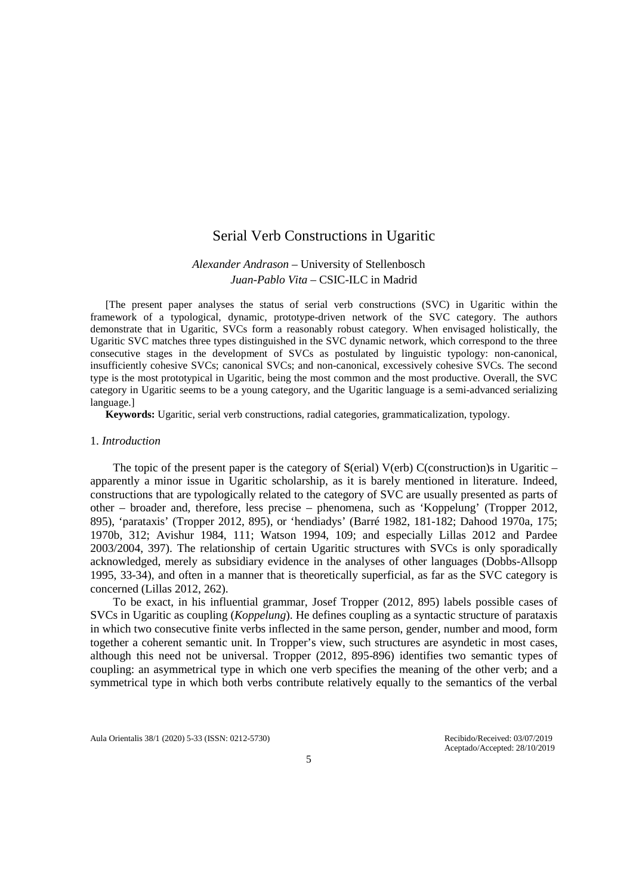# Serial Verb Constructions in Ugaritic

*Alexander Andrason* – University of Stellenbosch
*Juan-Pablo Vita* – CSIC-ILC in Madrid

[The present paper analyses the status of serial verb constructions (SVC) in Ugaritic within the framework of a typological, dynamic, prototype-driven network of the SVC category. The authors demonstrate that in Ugaritic, SVCs form a reasonably robust category. When envisaged holistically, the Ugaritic SVC matches three types distinguished in the SVC dynamic network, which correspond to the three consecutive stages in the development of SVCs as postulated by linguistic typology: non-canonical, insufficiently cohesive SVCs; canonical SVCs; and non-canonical, excessively cohesive SVCs. The second type is the most prototypical in Ugaritic, being the most common and the most productive. Overall, the SVC category in Ugaritic seems to be a young category, and the Ugaritic language is a semi-advanced serializing language.]

**Keywords:** Ugaritic, serial verb constructions, radial categories, grammaticalization, typology.

## 1. *Introduction*

The topic of the present paper is the category of S(erial) V(erb) C(onstruction)s in Ugaritic – apparently a minor issue in Ugaritic scholarship, as it is barely mentioned in literature. Indeed, constructions that are typologically related to the category of SVC are usually presented as parts of other – broader and, therefore, less precise – phenomena, such as 'Koppelung' (Tropper 2012, 895), 'parataxis' (Tropper 2012, 895), or 'hendiadys' (Barré 1982, 181-182; Dahood 1970a, 175; 1970b, 312; Avishur 1984, 111; Watson 1994, 109; and especially Lillas 2012 and Pardee 2003/2004, 397). The relationship of certain Ugaritic structures with SVCs is only sporadically acknowledged, merely as subsidiary evidence in the analyses of other languages (Dobbs-Allsopp 1995, 33-34), and often in a manner that is theoretically superficial, as far as the SVC category is concerned (Lillas 2012, 262).

To be exact, in his influential grammar, Josef Tropper (2012, 895) labels possible cases of SVCs in Ugaritic as coupling (*Koppelung*). He defines coupling as a syntactic structure of parataxis in which two consecutive finite verbs inflected in the same person, gender, number and mood, form together a coherent semantic unit. In Tropper's view, such structures are asyndetic in most cases, although this need not be universal. Tropper (2012, 895-896) identifies two semantic types of coupling: an asymmetrical type in which one verb specifies the meaning of the other verb; and a symmetrical type in which both verbs contribute relatively equally to the semantics of the verbal

Recibido/Received: 03/07/2019
Aceptado/Accepted: 28/10/2019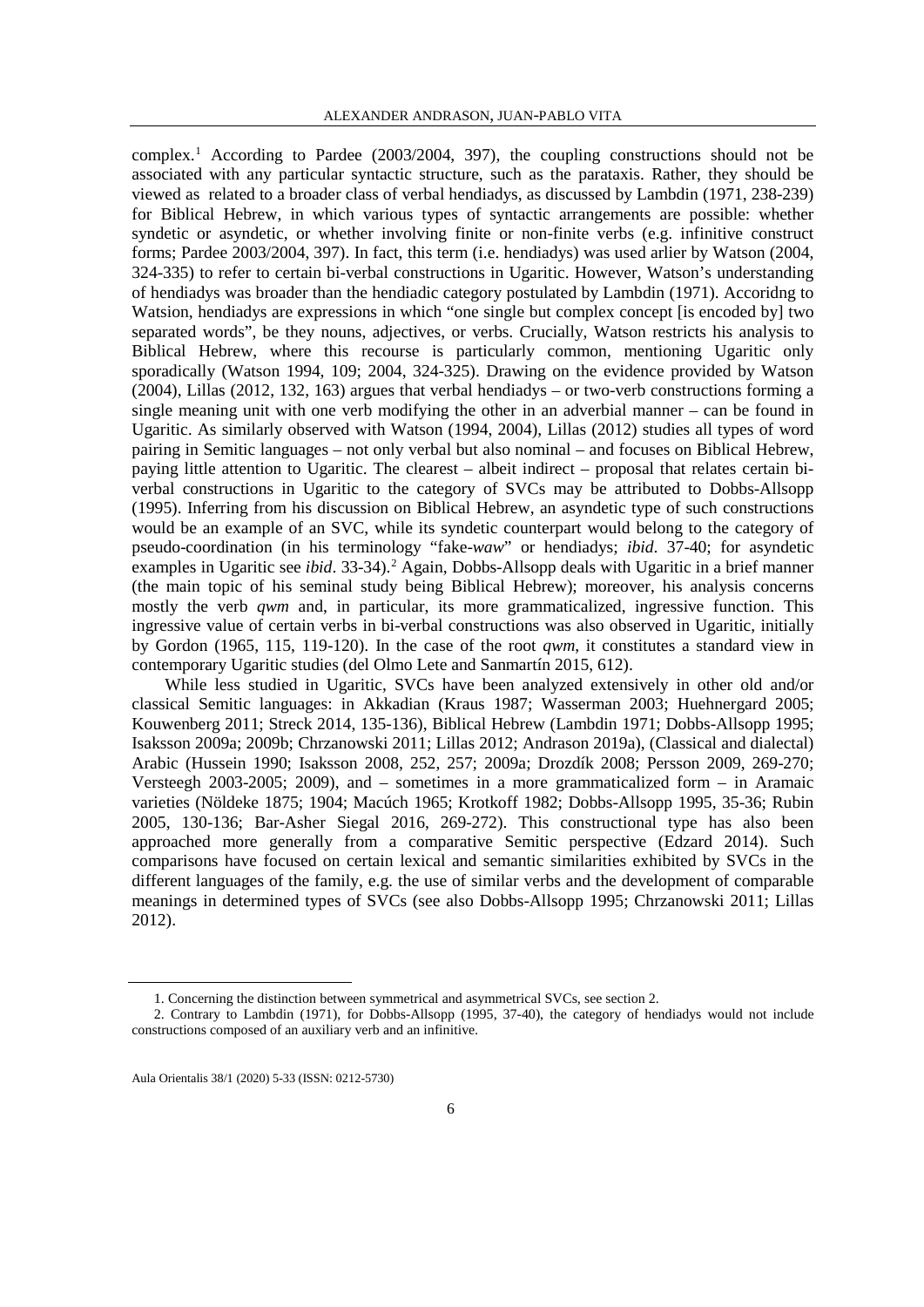complex.[1] According to Pardee (2003/2004, 397), the coupling constructions should not be associated with any particular syntactic structure, such as the parataxis. Rather, they should be viewed as related to a broader class of verbal hendiadys, as discussed by Lambdin (1971, 238-239) for Biblical Hebrew, in which various types of syntactic arrangements are possible: whether syndetic or asyndetic, or whether involving finite or non-finite verbs (e.g. infinitive construct forms; Pardee 2003/2004, 397). In fact, this term (i.e. hendiadys) was used arlier by Watson (2004, 324-335) to refer to certain bi-verbal constructions in Ugaritic. However, Watson's understanding of hendiadys was broader than the hendiadic category postulated by Lambdin (1971). Accoridng to Watsion, hendiadys are expressions in which "one single but complex concept [is encoded by] two separated words", be they nouns, adjectives, or verbs. Crucially, Watson restricts his analysis to Biblical Hebrew, where this recourse is particularly common, mentioning Ugaritic only sporadically (Watson 1994, 109; 2004, 324-325). Drawing on the evidence provided by Watson (2004), Lillas (2012, 132, 163) argues that verbal hendiadys – or two-verb constructions forming a single meaning unit with one verb modifying the other in an adverbial manner – can be found in Ugaritic. As similarly observed with Watson (1994, 2004), Lillas (2012) studies all types of word pairing in Semitic languages – not only verbal but also nominal – and focuses on Biblical Hebrew, paying little attention to Ugaritic. The clearest – albeit indirect – proposal that relates certain bi-verbal constructions in Ugaritic to the category of SVCs may be attributed to Dobbs-Allsopp (1995). Inferring from his discussion on Biblical Hebrew, an asyndetic type of such constructions would be an example of an SVC, while its syndetic counterpart would belong to the category of pseudo-coordination (in his terminology "fake-*waw*" or hendiadys; *ibid*. 37-40; for asyndetic examples in Ugaritic see *ibid*. 33-34).[2] Again, Dobbs-Allsopp deals with Ugaritic in a brief manner (the main topic of his seminal study being Biblical Hebrew); moreover, his analysis concerns mostly the verb *qwm* and, in particular, its more grammaticalized, ingressive function. This ingressive value of certain verbs in bi-verbal constructions was also observed in Ugaritic, initially by Gordon (1965, 115, 119-120). In the case of the root *qwm*, it constitutes a standard view in contemporary Ugaritic studies (del Olmo Lete and Sanmartín 2015, 612).

While less studied in Ugaritic, SVCs have been analyzed extensively in other old and/or classical Semitic languages: in Akkadian (Kraus 1987; Wasserman 2003; Huehnergard 2005; Kouwenberg 2011; Streck 2014, 135-136), Biblical Hebrew (Lambdin 1971; Dobbs-Allsopp 1995; Isaksson 2009a; 2009b; Chrzanowski 2011; Lillas 2012; Andrason 2019a), (Classical and dialectal) Arabic (Hussein 1990; Isaksson 2008, 252, 257; 2009a; Drozdík 2008; Persson 2009, 269-270; Versteegh 2003-2005; 2009), and – sometimes in a more grammaticalized form – in Aramaic varieties (Nöldeke 1875; 1904; Macúch 1965; Krotkoff 1982; Dobbs-Allsopp 1995, 35-36; Rubin 2005, 130-136; Bar-Asher Siegal 2016, 269-272). This constructional type has also been approached more generally from a comparative Semitic perspective (Edzard 2014). Such comparisons have focused on certain lexical and semantic similarities exhibited by SVCs in the different languages of the family, e.g. the use of similar verbs and the development of comparable meanings in determined types of SVCs (see also Dobbs-Allsopp 1995; Chrzanowski 2011; Lillas 2012).

---

1. Concerning the distinction between symmetrical and asymmetrical SVCs, see section 2.

2. Contrary to Lambdin (1971), for Dobbs-Allsopp (1995, 37-40), the category of hendiadys would not include constructions composed of an auxiliary verb and an infinitive.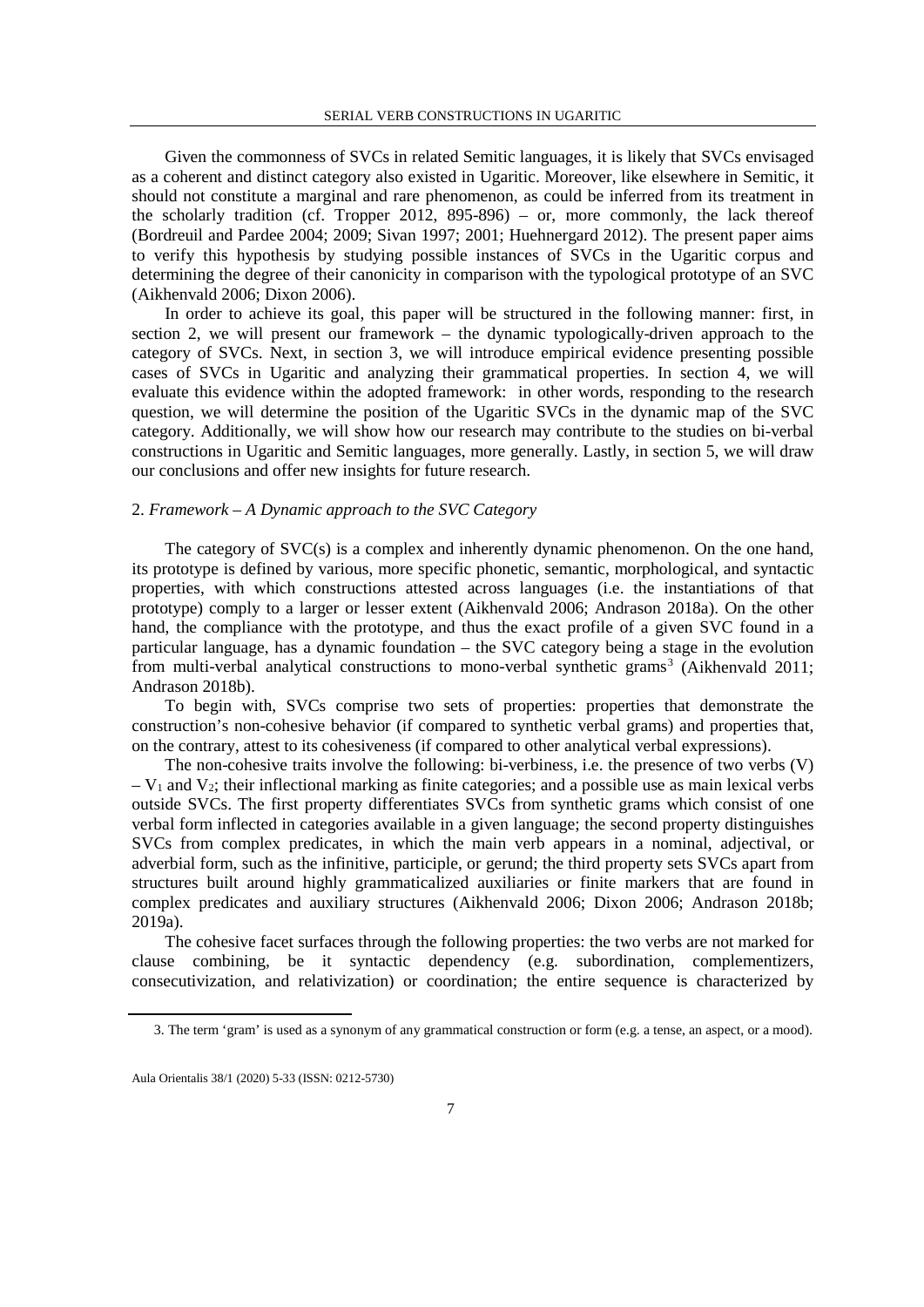Given the commonness of SVCs in related Semitic languages, it is likely that SVCs envisaged as a coherent and distinct category also existed in Ugaritic. Moreover, like elsewhere in Semitic, it should not constitute a marginal and rare phenomenon, as could be inferred from its treatment in the scholarly tradition (cf. Tropper 2012, 895-896) – or, more commonly, the lack thereof (Bordreuil and Pardee 2004; 2009; Sivan 1997; 2001; Huehnergard 2012). The present paper aims to verify this hypothesis by studying possible instances of SVCs in the Ugaritic corpus and determining the degree of their canonicity in comparison with the typological prototype of an SVC (Aikhenvald 2006; Dixon 2006).

In order to achieve its goal, this paper will be structured in the following manner: first, in section 2, we will present our framework – the dynamic typologically-driven approach to the category of SVCs. Next, in section 3, we will introduce empirical evidence presenting possible cases of SVCs in Ugaritic and analyzing their grammatical properties. In section 4, we will evaluate this evidence within the adopted framework: in other words, responding to the research question, we will determine the position of the Ugaritic SVCs in the dynamic map of the SVC category. Additionally, we will show how our research may contribute to the studies on bi-verbal constructions in Ugaritic and Semitic languages, more generally. Lastly, in section 5, we will draw our conclusions and offer new insights for future research.

## 2. *Framework – A Dynamic approach to the SVC Category*

The category of SVC(s) is a complex and inherently dynamic phenomenon. On the one hand, its prototype is defined by various, more specific phonetic, semantic, morphological, and syntactic properties, with which constructions attested across languages (i.e. the instantiations of that prototype) comply to a larger or lesser extent (Aikhenvald 2006; Andrason 2018a). On the other hand, the compliance with the prototype, and thus the exact profile of a given SVC found in a particular language, has a dynamic foundation – the SVC category being a stage in the evolution from multi-verbal analytical constructions to mono-verbal synthetic grams[3] (Aikhenvald 2011; Andrason 2018b).

To begin with, SVCs comprise two sets of properties: properties that demonstrate the construction's non-cohesive behavior (if compared to synthetic verbal grams) and properties that, on the contrary, attest to its cohesiveness (if compared to other analytical verbal expressions).

The non-cohesive traits involve the following: bi-verbiness, i.e. the presence of two verbs (V) – $V_1$ and $V_2$; their inflectional marking as finite categories; and a possible use as main lexical verbs outside SVCs. The first property differentiates SVCs from synthetic grams which consist of one verbal form inflected in categories available in a given language; the second property distinguishes SVCs from complex predicates, in which the main verb appears in a nominal, adjectival, or adverbial form, such as the infinitive, participle, or gerund; the third property sets SVCs apart from structures built around highly grammaticalized auxiliaries or finite markers that are found in complex predicates and auxiliary structures (Aikhenvald 2006; Dixon 2006; Andrason 2018b; 2019a).

The cohesive facet surfaces through the following properties: the two verbs are not marked for clause combining, be it syntactic dependency (e.g. subordination, complementizers, consecutivization, and relativization) or coordination; the entire sequence is characterized by

3. The term 'gram' is used as a synonym of any grammatical construction or form (e.g. a tense, an aspect, or a mood).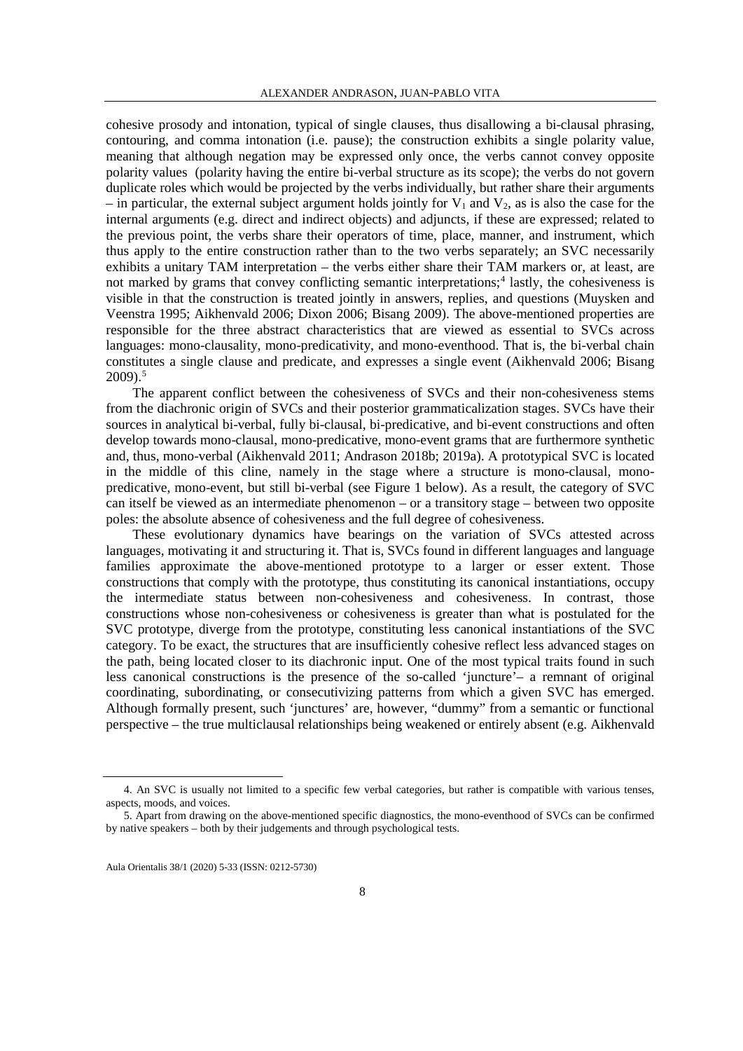cohesive prosody and intonation, typical of single clauses, thus disallowing a bi-clausal phrasing, contouring, and comma intonation (i.e. pause); the construction exhibits a single polarity value, meaning that although negation may be expressed only once, the verbs cannot convey opposite polarity values (polarity having the entire bi-verbal structure as its scope); the verbs do not govern duplicate roles which would be projected by the verbs individually, but rather share their arguments – in particular, the external subject argument holds jointly for $V_1$ and $V_2$, as is also the case for the internal arguments (e.g. direct and indirect objects) and adjuncts, if these are expressed; related to the previous point, the verbs share their operators of time, place, manner, and instrument, which thus apply to the entire construction rather than to the two verbs separately; an SVC necessarily exhibits a unitary TAM interpretation – the verbs either share their TAM markers or, at least, are not marked by grams that convey conflicting semantic interpretations;[4] lastly, the cohesiveness is visible in that the construction is treated jointly in answers, replies, and questions (Muysken and Veenstra 1995; Aikhenvald 2006; Dixon 2006; Bisang 2009). The above-mentioned properties are responsible for the three abstract characteristics that are viewed as essential to SVCs across languages: mono-clausality, mono-predicativity, and mono-eventhood. That is, the bi-verbal chain constitutes a single clause and predicate, and expresses a single event (Aikhenvald 2006; Bisang 2009).[5]

The apparent conflict between the cohesiveness of SVCs and their non-cohesiveness stems from the diachronic origin of SVCs and their posterior grammaticalization stages. SVCs have their sources in analytical bi-verbal, fully bi-clausal, bi-predicative, and bi-event constructions and often develop towards mono-clausal, mono-predicative, mono-event grams that are furthermore synthetic and, thus, mono-verbal (Aikhenvald 2011; Andrason 2018b; 2019a). A prototypical SVC is located in the middle of this cline, namely in the stage where a structure is mono-clausal, mono-predicative, mono-event, but still bi-verbal (see Figure 1 below). As a result, the category of SVC can itself be viewed as an intermediate phenomenon – or a transitory stage – between two opposite poles: the absolute absence of cohesiveness and the full degree of cohesiveness.

These evolutionary dynamics have bearings on the variation of SVCs attested across languages, motivating it and structuring it. That is, SVCs found in different languages and language families approximate the above-mentioned prototype to a larger or esser extent. Those constructions that comply with the prototype, thus constituting its canonical instantiations, occupy the intermediate status between non-cohesiveness and cohesiveness. In contrast, those constructions whose non-cohesiveness or cohesiveness is greater than what is postulated for the SVC prototype, diverge from the prototype, constituting less canonical instantiations of the SVC category. To be exact, the structures that are insufficiently cohesive reflect less advanced stages on the path, being located closer to its diachronic input. One of the most typical traits found in such less canonical constructions is the presence of the so-called 'juncture'– a remnant of original coordinating, subordinating, or consecutivizing patterns from which a given SVC has emerged. Although formally present, such 'junctures' are, however, "dummy" from a semantic or functional perspective – the true multiclausal relationships being weakened or entirely absent (e.g. Aikhenvald

---

4. An SVC is usually not limited to a specific few verbal categories, but rather is compatible with various tenses, aspects, moods, and voices.

5. Apart from drawing on the above-mentioned specific diagnostics, the mono-eventhood of SVCs can be confirmed by native speakers – both by their judgements and through psychological tests.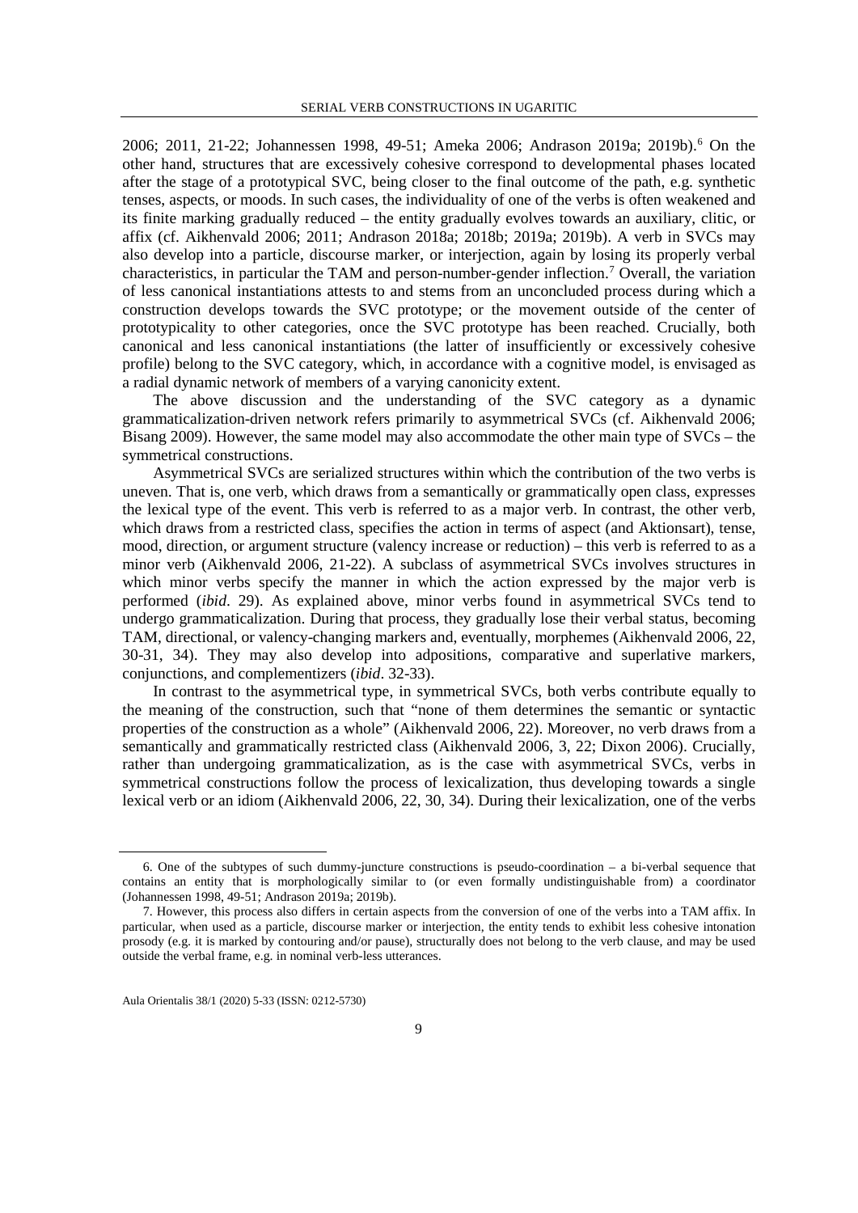2006; 2011, 21-22; Johannessen 1998, 49-51; Ameka 2006; Andrason 2019a; 2019b).[6] On the other hand, structures that are excessively cohesive correspond to developmental phases located after the stage of a prototypical SVC, being closer to the final outcome of the path, e.g. synthetic tenses, aspects, or moods. In such cases, the individuality of one of the verbs is often weakened and its finite marking gradually reduced – the entity gradually evolves towards an auxiliary, clitic, or affix (cf. Aikhenvald 2006; 2011; Andrason 2018a; 2018b; 2019a; 2019b). A verb in SVCs may also develop into a particle, discourse marker, or interjection, again by losing its properly verbal characteristics, in particular the TAM and person-number-gender inflection.[7] Overall, the variation of less canonical instantiations attests to and stems from an unconcluded process during which a construction develops towards the SVC prototype; or the movement outside of the center of prototypicality to other categories, once the SVC prototype has been reached. Crucially, both canonical and less canonical instantiations (the latter of insufficiently or excessively cohesive profile) belong to the SVC category, which, in accordance with a cognitive model, is envisaged as a radial dynamic network of members of a varying canonicity extent.

The above discussion and the understanding of the SVC category as a dynamic grammaticalization-driven network refers primarily to asymmetrical SVCs (cf. Aikhenvald 2006; Bisang 2009). However, the same model may also accommodate the other main type of SVCs – the symmetrical constructions.

Asymmetrical SVCs are serialized structures within which the contribution of the two verbs is uneven. That is, one verb, which draws from a semantically or grammatically open class, expresses the lexical type of the event. This verb is referred to as a major verb. In contrast, the other verb, which draws from a restricted class, specifies the action in terms of aspect (and Aktionsart), tense, mood, direction, or argument structure (valency increase or reduction) – this verb is referred to as a minor verb (Aikhenvald 2006, 21-22). A subclass of asymmetrical SVCs involves structures in which minor verbs specify the manner in which the action expressed by the major verb is performed (*ibid*. 29). As explained above, minor verbs found in asymmetrical SVCs tend to undergo grammaticalization. During that process, they gradually lose their verbal status, becoming TAM, directional, or valency-changing markers and, eventually, morphemes (Aikhenvald 2006, 22, 30-31, 34). They may also develop into adpositions, comparative and superlative markers, conjunctions, and complementizers (*ibid*. 32-33).

In contrast to the asymmetrical type, in symmetrical SVCs, both verbs contribute equally to the meaning of the construction, such that "none of them determines the semantic or syntactic properties of the construction as a whole" (Aikhenvald 2006, 22). Moreover, no verb draws from a semantically and grammatically restricted class (Aikhenvald 2006, 3, 22; Dixon 2006). Crucially, rather than undergoing grammaticalization, as is the case with asymmetrical SVCs, verbs in symmetrical constructions follow the process of lexicalization, thus developing towards a single lexical verb or an idiom (Aikhenvald 2006, 22, 30, 34). During their lexicalization, one of the verbs

---

6. One of the subtypes of such dummy-juncture constructions is pseudo-coordination – a bi-verbal sequence that contains an entity that is morphologically similar to (or even formally undistinguishable from) a coordinator (Johannessen 1998, 49-51; Andrason 2019a; 2019b).

7. However, this process also differs in certain aspects from the conversion of one of the verbs into a TAM affix. In particular, when used as a particle, discourse marker or interjection, the entity tends to exhibit less cohesive intonation prosody (e.g. it is marked by contouring and/or pause), structurally does not belong to the verb clause, and may be used outside the verbal frame, e.g. in nominal verb-less utterances.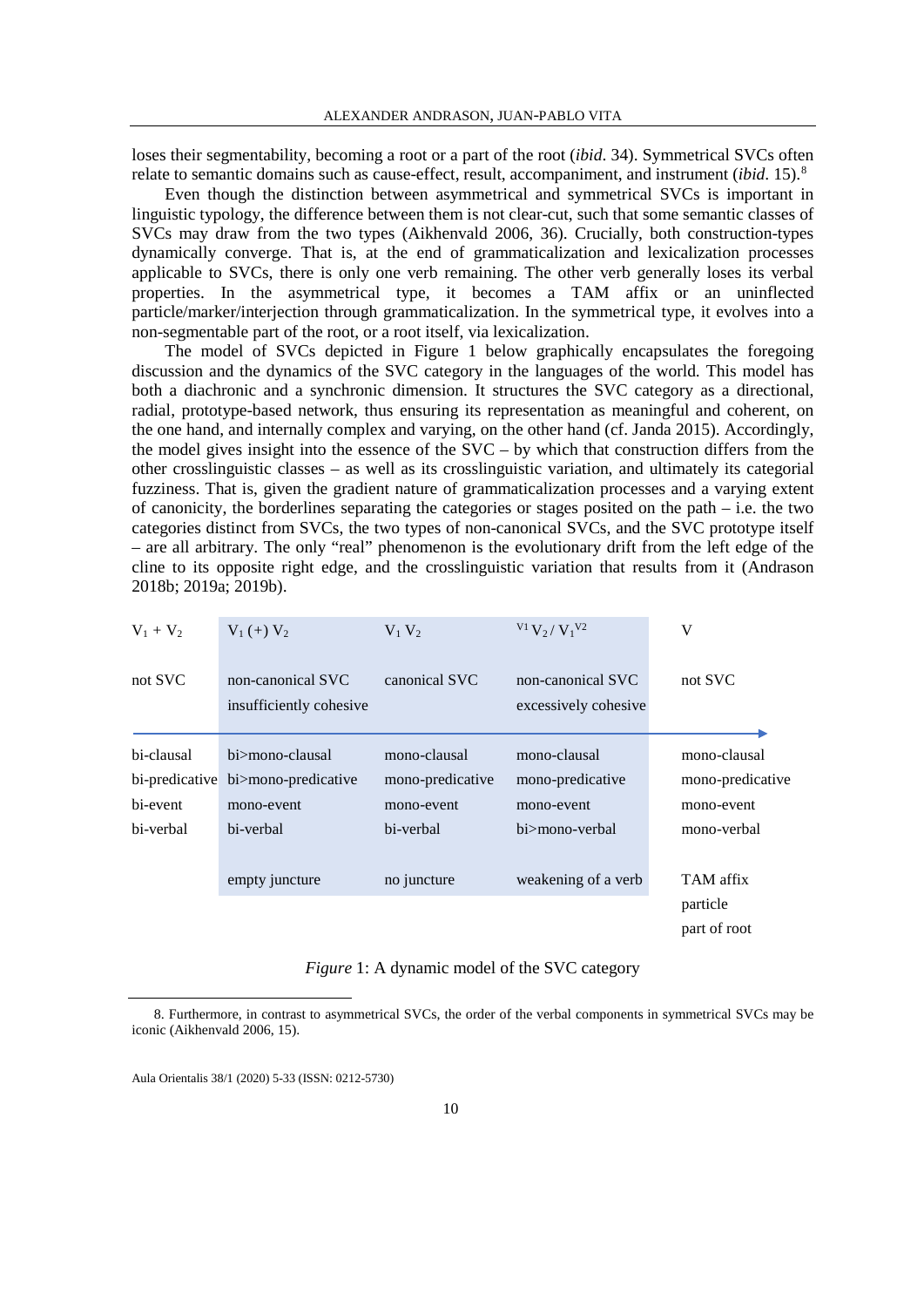loses their segmentability, becoming a root or a part of the root (*ibid*. 34). Symmetrical SVCs often relate to semantic domains such as cause-effect, result, accompaniment, and instrument (*ibid*. 15).[8]

Even though the distinction between asymmetrical and symmetrical SVCs is important in linguistic typology, the difference between them is not clear-cut, such that some semantic classes of SVCs may draw from the two types (Aikhenvald 2006, 36). Crucially, both construction-types dynamically converge. That is, at the end of grammaticalization and lexicalization processes applicable to SVCs, there is only one verb remaining. The other verb generally loses its verbal properties. In the asymmetrical type, it becomes a TAM affix or an uninflected particle/marker/interjection through grammaticalization. In the symmetrical type, it evolves into a non-segmentable part of the root, or a root itself, via lexicalization.

The model of SVCs depicted in Figure 1 below graphically encapsulates the foregoing discussion and the dynamics of the SVC category in the languages of the world. This model has both a diachronic and a synchronic dimension. It structures the SVC category as a directional, radial, prototype-based network, thus ensuring its representation as meaningful and coherent, on the one hand, and internally complex and varying, on the other hand (cf. Janda 2015). Accordingly, the model gives insight into the essence of the SVC – by which that construction differs from the other crosslinguistic classes – as well as its crosslinguistic variation, and ultimately its categorial fuzziness. That is, given the gradient nature of grammaticalization processes and a varying extent of canonicity, the borderlines separating the categories or stages posited on the path – i.e. the two categories distinct from SVCs, the two types of non-canonical SVCs, and the SVC prototype itself – are all arbitrary. The only "real" phenomenon is the evolutionary drift from the left edge of the cline to its opposite right edge, and the crosslinguistic variation that results from it (Andrason 2018b; 2019a; 2019b).

| $V_1 + V_2$ | $V_1$ (+) $V_2$ | $V_1$ $V_2$ | ${}^{V1}V_2$ / $V_1{}^{V2}$ | V |
|---|---|---|---|---|
| not SVC | non-canonical SVC insufficiently cohesive | canonical SVC | non-canonical SVC excessively cohesive | not SVC |
| bi-clausal | bi>mono-clausal | mono-clausal | mono-clausal | mono-clausal |
| bi-predicative | bi>mono-predicative | mono-predicative | mono-predicative | mono-predicative |
| bi-event | mono-event | mono-event | mono-event | mono-event |
| bi-verbal | bi-verbal | bi-verbal | bi>mono-verbal | mono-verbal |
| | empty juncture | no juncture | weakening of a verb | TAM affix<br>particle<br>part of root |

*Figure* 1: A dynamic model of the SVC category

8. Furthermore, in contrast to asymmetrical SVCs, the order of the verbal components in symmetrical SVCs may be iconic (Aikhenvald 2006, 15).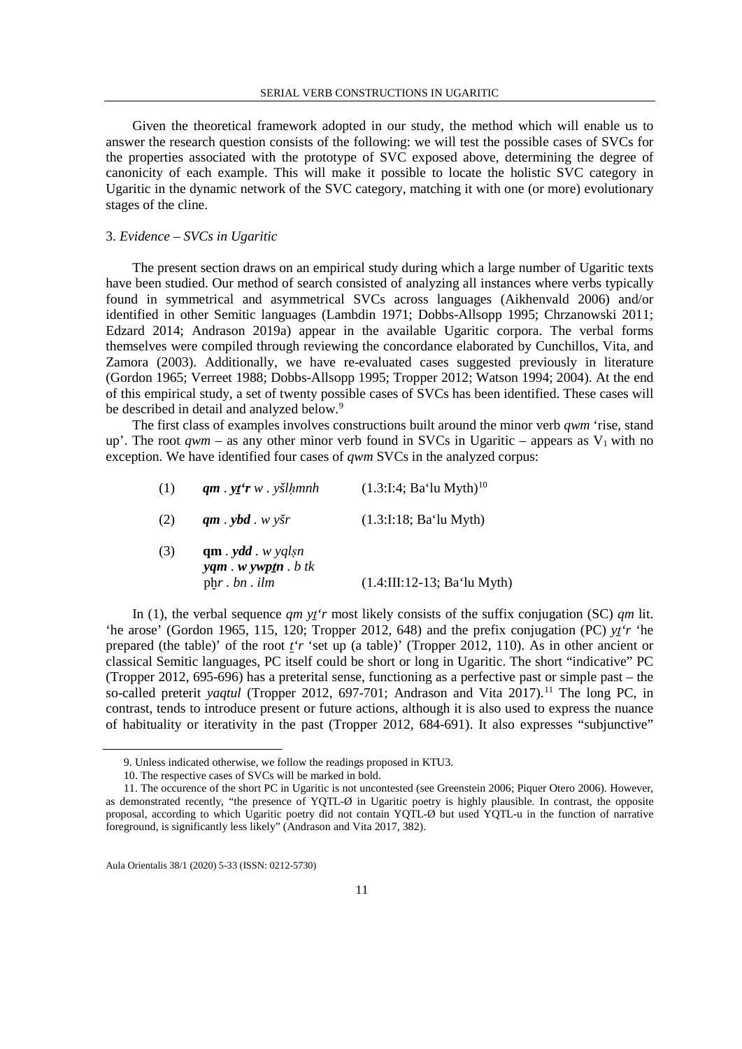Given the theoretical framework adopted in our study, the method which will enable us to answer the research question consists of the following: we will test the possible cases of SVCs for the properties associated with the prototype of SVC exposed above, determining the degree of canonicity of each example. This will make it possible to locate the holistic SVC category in Ugaritic in the dynamic network of the SVC category, matching it with one (or more) evolutionary stages of the cline.

### 3. *Evidence – SVCs in Ugaritic*

The present section draws on an empirical study during which a large number of Ugaritic texts have been studied. Our method of search consisted of analyzing all instances where verbs typically found in symmetrical and asymmetrical SVCs across languages (Aikhenvald 2006) and/or identified in other Semitic languages (Lambdin 1971; Dobbs-Allsopp 1995; Chrzanowski 2011; Edzard 2014; Andrason 2019a) appear in the available Ugaritic corpora. The verbal forms themselves were compiled through reviewing the concordance elaborated by Cunchillos, Vita, and Zamora (2003). Additionally, we have re-evaluated cases suggested previously in literature (Gordon 1965; Verreet 1988; Dobbs-Allsopp 1995; Tropper 2012; Watson 1994; 2004). At the end of this empirical study, a set of twenty possible cases of SVCs has been identified. These cases will be described in detail and analyzed below.[9]

The first class of examples involves constructions built around the minor verb *qwm* 'rise, stand up'. The root *qwm* – as any other minor verb found in SVCs in Ugaritic – appears as $V_1$ with no exception. We have identified four cases of *qwm* SVCs in the analyzed corpus:

(1) ***qm** . **yṯʻr*** *w . yšlḥmnh* (1.3:I:4; Baʻlu Myth)[10]

(2) ***qm** . **ybd*** *. w yšr* (1.3:I:18; Baʻlu Myth)

(3) **qm** *.* ***ydd*** *. w yqlṣn*
***yqm** . **w ywpṯn*** *. b tk*
pẖ*r . bn . ilm* (1.4:III:12-13; Baʻlu Myth)

In (1), the verbal sequence *qm yṯʻr* most likely consists of the suffix conjugation (SC) *qm* lit. 'he arose' (Gordon 1965, 115, 120; Tropper 2012, 648) and the prefix conjugation (PC) *yṯʻr* 'he prepared (the table)' of the root *ṯʻr* 'set up (a table)' (Tropper 2012, 110). As in other ancient or classical Semitic languages, PC itself could be short or long in Ugaritic. The short "indicative" PC (Tropper 2012, 695-696) has a preterital sense, functioning as a perfective past or simple past – the so-called preterit *yaqtul* (Tropper 2012, 697-701; Andrason and Vita 2017).[11] The long PC, in contrast, tends to introduce present or future actions, although it is also used to express the nuance of habituality or iterativity in the past (Tropper 2012, 684-691). It also expresses "subjunctive"

9. Unless indicated otherwise, we follow the readings proposed in KTU3.

10. The respective cases of SVCs will be marked in bold.

11. The occurence of the short PC in Ugaritic is not uncontested (see Greenstein 2006; Piquer Otero 2006). However, as demonstrated recently, "the presence of YQTL-Ø in Ugaritic poetry is highly plausible. In contrast, the opposite proposal, according to which Ugaritic poetry did not contain YQTL-Ø but used YQTL-u in the function of narrative foreground, is significantly less likely" (Andrason and Vita 2017, 382).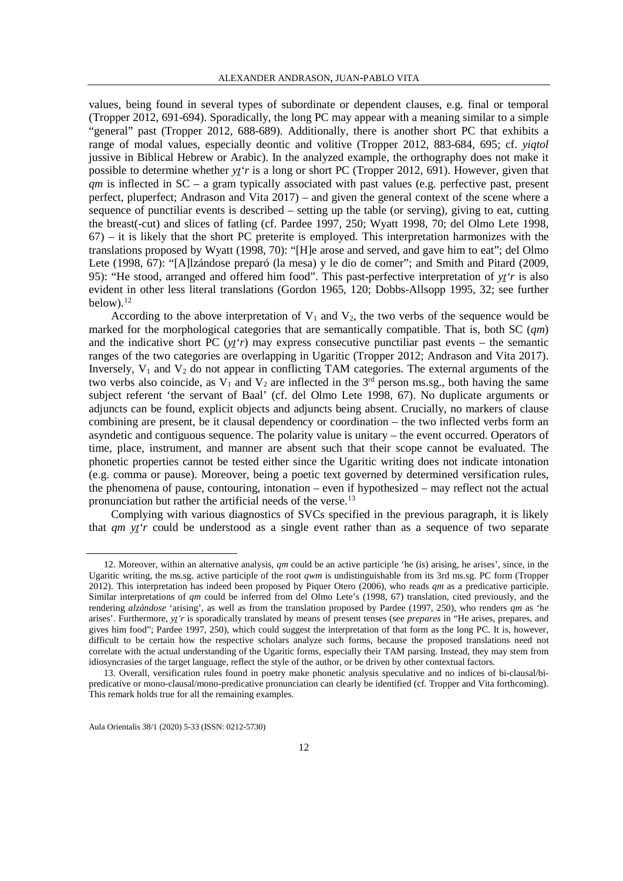values, being found in several types of subordinate or dependent clauses, e.g. final or temporal (Tropper 2012, 691-694). Sporadically, the long PC may appear with a meaning similar to a simple "general" past (Tropper 2012, 688-689). Additionally, there is another short PC that exhibits a range of modal values, especially deontic and volitive (Tropper 2012, 883-684, 695; cf. *yiqtol* jussive in Biblical Hebrew or Arabic). In the analyzed example, the orthography does not make it possible to determine whether *yṯʻr* is a long or short PC (Tropper 2012, 691). However, given that *qm* is inflected in SC – a gram typically associated with past values (e.g. perfective past, present perfect, pluperfect; Andrason and Vita 2017) – and given the general context of the scene where a sequence of punctiliar events is described – setting up the table (or serving), giving to eat, cutting the breast(-cut) and slices of fatling (cf. Pardee 1997, 250; Wyatt 1998, 70; del Olmo Lete 1998, 67) – it is likely that the short PC preterite is employed. This interpretation harmonizes with the translations proposed by Wyatt (1998, 70): "[H]e arose and served, and gave him to eat"; del Olmo Lete (1998, 67): "[A]lzándose preparó (la mesa) y le dio de comer"; and Smith and Pitard (2009, 95): "He stood, arranged and offered him food". This past-perfective interpretation of *yṯʻr* is also evident in other less literal translations (Gordon 1965, 120; Dobbs-Allsopp 1995, 32; see further below).[12]

According to the above interpretation of $V_1$ and $V_2$, the two verbs of the sequence would be marked for the morphological categories that are semantically compatible. That is, both SC (*qm*) and the indicative short PC (*yṯʻr*) may express consecutive punctiliar past events – the semantic ranges of the two categories are overlapping in Ugaritic (Tropper 2012; Andrason and Vita 2017). Inversely, $V_1$ and $V_2$ do not appear in conflicting TAM categories. The external arguments of the two verbs also coincide, as $V_1$ and $V_2$ are inflected in the 3rd person ms.sg., both having the same subject referent 'the servant of Baal' (cf. del Olmo Lete 1998, 67). No duplicate arguments or adjuncts can be found, explicit objects and adjuncts being absent. Crucially, no markers of clause combining are present, be it clausal dependency or coordination – the two inflected verbs form an asyndetic and contiguous sequence. The polarity value is unitary – the event occurred. Operators of time, place, instrument, and manner are absent such that their scope cannot be evaluated. The phonetic properties cannot be tested either since the Ugaritic writing does not indicate intonation (e.g. comma or pause). Moreover, being a poetic text governed by determined versification rules, the phenomena of pause, contouring, intonation – even if hypothesized – may reflect not the actual pronunciation but rather the artificial needs of the verse.[13]

Complying with various diagnostics of SVCs specified in the previous paragraph, it is likely that *qm yṯʻr* could be understood as a single event rather than as a sequence of two separate

---

12. Moreover, within an alternative analysis, *qm* could be an active participle 'he (is) arising, he arises', since, in the Ugaritic writing, the ms.sg. active participle of the root *qwm* is undistinguishable from its 3rd ms.sg. PC form (Tropper 2012). This interpretation has indeed been proposed by Piquer Otero (2006), who reads *qm* as a predicative participle. Similar interpretations of *qm* could be inferred from del Olmo Lete's (1998, 67) translation, cited previously, and the rendering *alzándose* 'arising', as well as from the translation proposed by Pardee (1997, 250), who renders *qm* as 'he arises'. Furthermore, *yṯʻr* is sporadically translated by means of present tenses (see *prepares* in "He arises, prepares, and gives him food"; Pardee 1997, 250), which could suggest the interpretation of that form as the long PC. It is, however, difficult to be certain how the respective scholars analyze such forms, because the proposed translations need not correlate with the actual understanding of the Ugaritic forms, especially their TAM parsing. Instead, they may stem from idiosyncrasies of the target language, reflect the style of the author, or be driven by other contextual factors.

13. Overall, versification rules found in poetry make phonetic analysis speculative and no indices of bi-clausal/bi-predicative or mono-clausal/mono-predicative pronunciation can clearly be identified (cf. Tropper and Vita forthcoming). This remark holds true for all the remaining examples.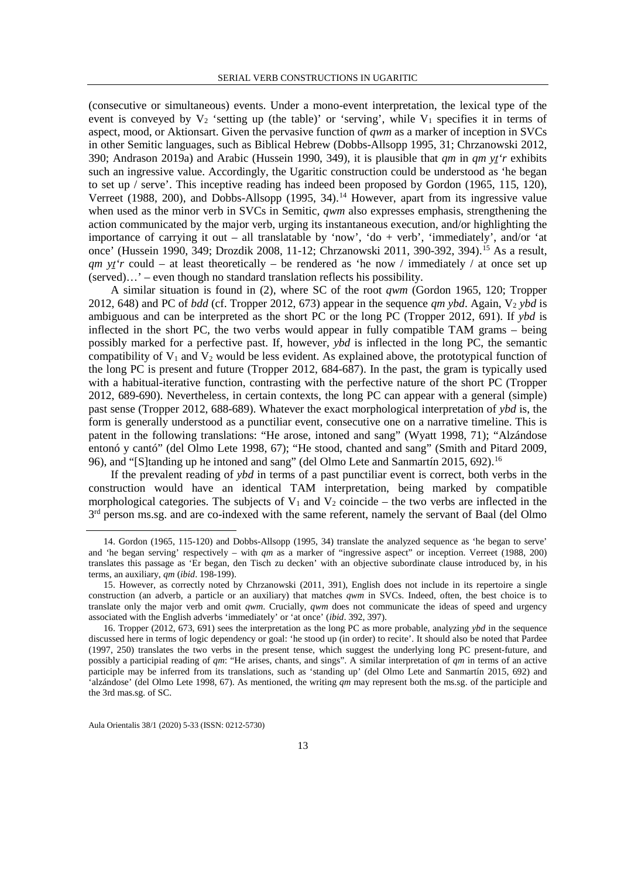(consecutive or simultaneous) events. Under a mono-event interpretation, the lexical type of the event is conveyed by $V_2$ 'setting up (the table)' or 'serving', while $V_1$ specifies it in terms of aspect, mood, or Aktionsart. Given the pervasive function of *qwm* as a marker of inception in SVCs in other Semitic languages, such as Biblical Hebrew (Dobbs-Allsopp 1995, 31; Chrzanowski 2012, 390; Andrason 2019a) and Arabic (Hussein 1990, 349), it is plausible that *qm* in *qm yṯ'r* exhibits such an ingressive value. Accordingly, the Ugaritic construction could be understood as 'he began to set up / serve'. This inceptive reading has indeed been proposed by Gordon (1965, 115, 120), Verreet (1988, 200), and Dobbs-Allsopp (1995, 34).[14] However, apart from its ingressive value when used as the minor verb in SVCs in Semitic, *qwm* also expresses emphasis, strengthening the action communicated by the major verb, urging its instantaneous execution, and/or highlighting the importance of carrying it out – all translatable by 'now', 'do + verb', 'immediately', and/or 'at once' (Hussein 1990, 349; Drozdik 2008, 11-12; Chrzanowski 2011, 390-392, 394).[15] As a result, *qm yṯ'r* could – at least theoretically – be rendered as 'he now / immediately / at once set up (served)…' – even though no standard translation reflects his possibility.

A similar situation is found in (2), where SC of the root *qwm* (Gordon 1965, 120; Tropper 2012, 648) and PC of *bdd* (cf. Tropper 2012, 673) appear in the sequence *qm ybd*. Again, $V_2$ *ybd* is ambiguous and can be interpreted as the short PC or the long PC (Tropper 2012, 691). If *ybd* is inflected in the short PC, the two verbs would appear in fully compatible TAM grams – being possibly marked for a perfective past. If, however, *ybd* is inflected in the long PC, the semantic compatibility of $V_1$ and $V_2$ would be less evident. As explained above, the prototypical function of the long PC is present and future (Tropper 2012, 684-687). In the past, the gram is typically used with a habitual-iterative function, contrasting with the perfective nature of the short PC (Tropper 2012, 689-690). Nevertheless, in certain contexts, the long PC can appear with a general (simple) past sense (Tropper 2012, 688-689). Whatever the exact morphological interpretation of *ybd* is, the form is generally understood as a punctiliar event, consecutive one on a narrative timeline. This is patent in the following translations: "He arose, intoned and sang" (Wyatt 1998, 71); "Alzándose entonó y cantó" (del Olmo Lete 1998, 67); "He stood, chanted and sang" (Smith and Pitard 2009, 96), and "[S]tanding up he intoned and sang" (del Olmo Lete and Sanmartín 2015, 692).[16]

If the prevalent reading of *ybd* in terms of a past punctiliar event is correct, both verbs in the construction would have an identical TAM interpretation, being marked by compatible morphological categories. The subjects of $V_1$ and $V_2$ coincide – the two verbs are inflected in the 3rd person ms.sg. and are co-indexed with the same referent, namely the servant of Baal (del Olmo

14. Gordon (1965, 115-120) and Dobbs-Allsopp (1995, 34) translate the analyzed sequence as 'he began to serve' and 'he began serving' respectively – with *qm* as a marker of "ingressive aspect" or inception. Verreet (1988, 200) translates this passage as 'Er began, den Tisch zu decken' with an objective subordinate clause introduced by, in his terms, an auxiliary, *qm* (*ibid*. 198-199).

15. However, as correctly noted by Chrzanowski (2011, 391), English does not include in its repertoire a single construction (an adverb, a particle or an auxiliary) that matches *qwm* in SVCs. Indeed, often, the best choice is to translate only the major verb and omit *qwm*. Crucially, *qwm* does not communicate the ideas of speed and urgency associated with the English adverbs 'immediately' or 'at once' (*ibid*. 392, 397).

16. Tropper (2012, 673, 691) sees the interpretation as the long PC as more probable, analyzing *ybd* in the sequence discussed here in terms of logic dependency or goal: 'he stood up (in order) to recite'. It should also be noted that Pardee (1997, 250) translates the two verbs in the present tense, which suggest the underlying long PC present-future, and possibly a participial reading of *qm*: "He arises, chants, and sings". A similar interpretation of *qm* in terms of an active participle may be inferred from its translations, such as 'standing up' (del Olmo Lete and Sanmartín 2015, 692) and 'alzándose' (del Olmo Lete 1998, 67). As mentioned, the writing *qm* may represent both the ms.sg. of the participle and the 3rd mas.sg. of SC.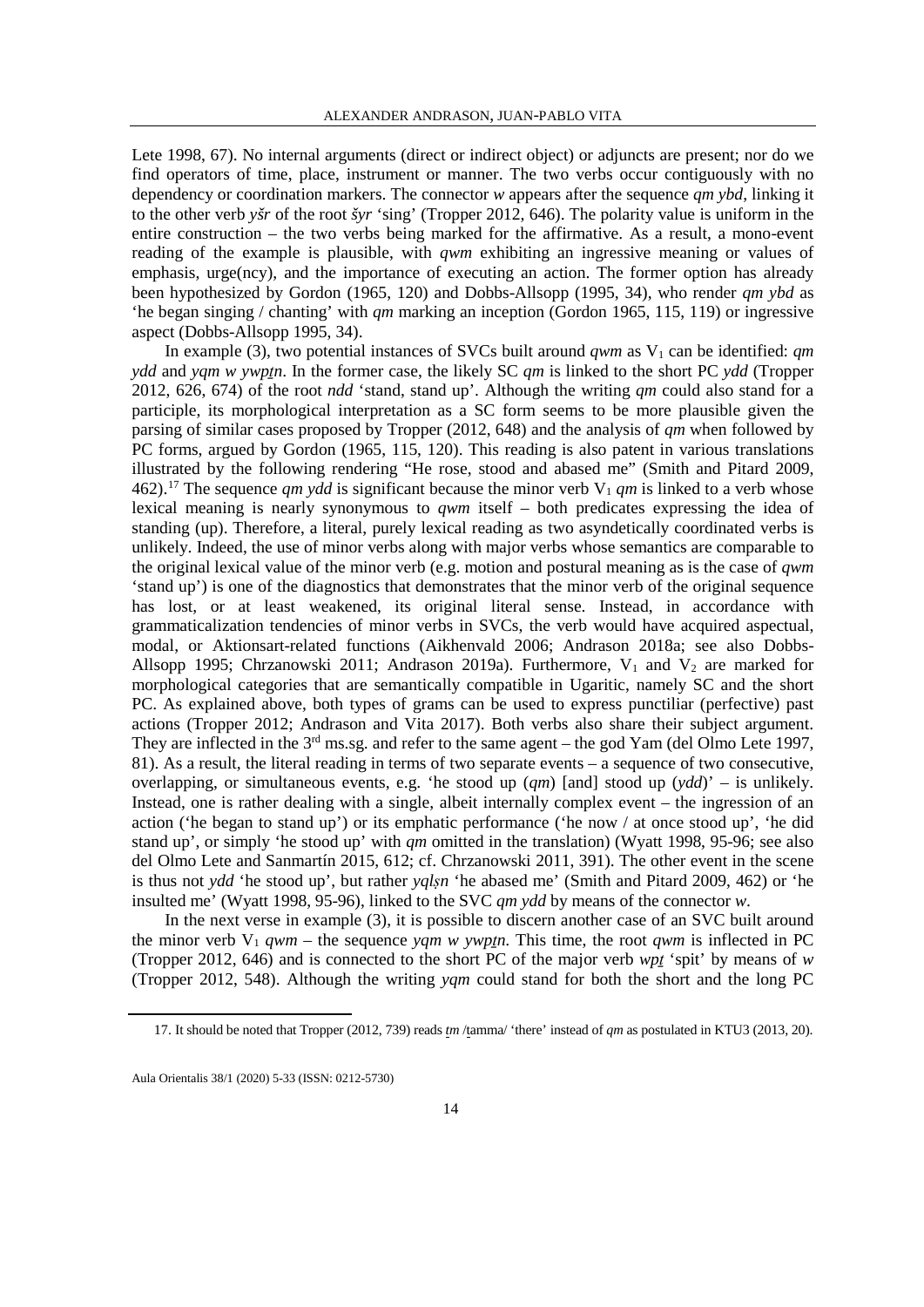Lete 1998, 67). No internal arguments (direct or indirect object) or adjuncts are present; nor do we find operators of time, place, instrument or manner. The two verbs occur contiguously with no dependency or coordination markers. The connector *w* appears after the sequence *qm ybd*, linking it to the other verb *yšr* of the root *šyr* 'sing' (Tropper 2012, 646). The polarity value is uniform in the entire construction – the two verbs being marked for the affirmative. As a result, a mono-event reading of the example is plausible, with *qwm* exhibiting an ingressive meaning or values of emphasis, urge(ncy), and the importance of executing an action. The former option has already been hypothesized by Gordon (1965, 120) and Dobbs-Allsopp (1995, 34), who render *qm ybd* as 'he began singing / chanting' with *qm* marking an inception (Gordon 1965, 115, 119) or ingressive aspect (Dobbs-Allsopp 1995, 34).

In example (3), two potential instances of SVCs built around *qwm* as $V_1$ can be identified: *qm ydd* and *yqm w ywpṯn*. In the former case, the likely SC *qm* is linked to the short PC *ydd* (Tropper 2012, 626, 674) of the root *ndd* 'stand, stand up'. Although the writing *qm* could also stand for a participle, its morphological interpretation as a SC form seems to be more plausible given the parsing of similar cases proposed by Tropper (2012, 648) and the analysis of *qm* when followed by PC forms, argued by Gordon (1965, 115, 120). This reading is also patent in various translations illustrated by the following rendering "He rose, stood and abased me" (Smith and Pitard 2009, 462).[17] The sequence *qm ydd* is significant because the minor verb $V_1$ *qm* is linked to a verb whose lexical meaning is nearly synonymous to *qwm* itself – both predicates expressing the idea of standing (up). Therefore, a literal, purely lexical reading as two asyndetically coordinated verbs is unlikely. Indeed, the use of minor verbs along with major verbs whose semantics are comparable to the original lexical value of the minor verb (e.g. motion and postural meaning as is the case of *qwm* 'stand up') is one of the diagnostics that demonstrates that the minor verb of the original sequence has lost, or at least weakened, its original literal sense. Instead, in accordance with grammaticalization tendencies of minor verbs in SVCs, the verb would have acquired aspectual, modal, or Aktionsart-related functions (Aikhenvald 2006; Andrason 2018a; see also Dobbs-Allsopp 1995; Chrzanowski 2011; Andrason 2019a). Furthermore, $V_1$ and $V_2$ are marked for morphological categories that are semantically compatible in Ugaritic, namely SC and the short PC. As explained above, both types of grams can be used to express punctiliar (perfective) past actions (Tropper 2012; Andrason and Vita 2017). Both verbs also share their subject argument. They are inflected in the 3rd ms.sg. and refer to the same agent – the god Yam (del Olmo Lete 1997, 81). As a result, the literal reading in terms of two separate events – a sequence of two consecutive, overlapping, or simultaneous events, e.g. 'he stood up (*qm*) [and] stood up (*ydd*)' – is unlikely. Instead, one is rather dealing with a single, albeit internally complex event – the ingression of an action ('he began to stand up') or its emphatic performance ('he now / at once stood up', 'he did stand up', or simply 'he stood up' with *qm* omitted in the translation) (Wyatt 1998, 95-96; see also del Olmo Lete and Sanmartín 2015, 612; cf. Chrzanowski 2011, 391). The other event in the scene is thus not *ydd* 'he stood up', but rather *yqlṣn* 'he abased me' (Smith and Pitard 2009, 462) or 'he insulted me' (Wyatt 1998, 95-96), linked to the SVC *qm ydd* by means of the connector *w*.

In the next verse in example (3), it is possible to discern another case of an SVC built around the minor verb $V_1$ *qwm* – the sequence *yqm w ywpṯn*. This time, the root *qwm* is inflected in PC (Tropper 2012, 646) and is connected to the short PC of the major verb *wpṯ* 'spit' by means of *w* (Tropper 2012, 548). Although the writing *yqm* could stand for both the short and the long PC

17. It should be noted that Tropper (2012, 739) reads *ṯm* /ṯamma/ 'there' instead of *qm* as postulated in KTU3 (2013, 20).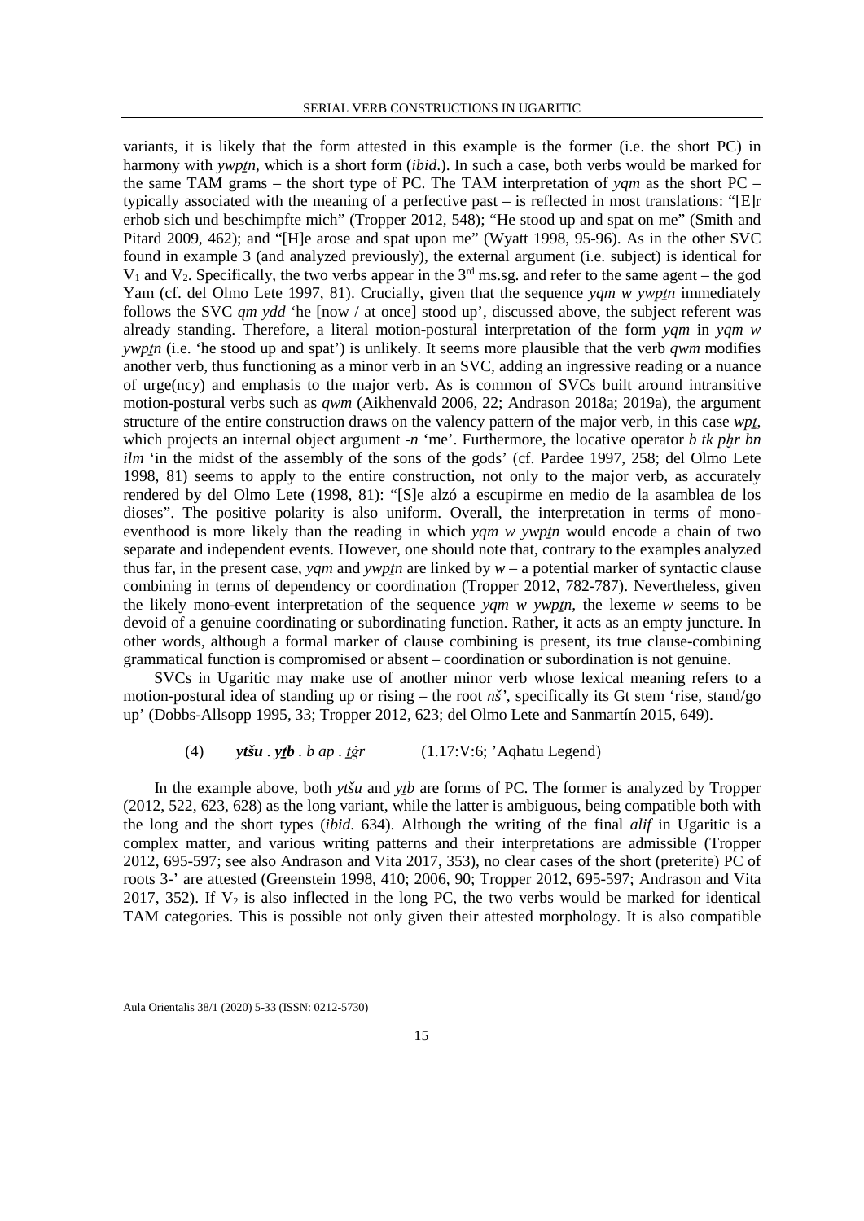variants, it is likely that the form attested in this example is the former (i.e. the short PC) in harmony with *ywpṯn*, which is a short form (*ibid*.). In such a case, both verbs would be marked for the same TAM grams – the short type of PC. The TAM interpretation of *yqm* as the short PC – typically associated with the meaning of a perfective past – is reflected in most translations: "[E]r erhob sich und beschimpfte mich" (Tropper 2012, 548); "He stood up and spat on me" (Smith and Pitard 2009, 462); and "[H]e arose and spat upon me" (Wyatt 1998, 95-96). As in the other SVC found in example 3 (and analyzed previously), the external argument (i.e. subject) is identical for $V_1$ and $V_2$. Specifically, the two verbs appear in the 3rd ms.sg. and refer to the same agent – the god Yam (cf. del Olmo Lete 1997, 81). Crucially, given that the sequence *yqm w ywpṯn* immediately follows the SVC *qm ydd* 'he [now / at once] stood up', discussed above, the subject referent was already standing. Therefore, a literal motion-postural interpretation of the form *yqm* in *yqm w ywpṯn* (i.e. 'he stood up and spat') is unlikely. It seems more plausible that the verb *qwm* modifies another verb, thus functioning as a minor verb in an SVC, adding an ingressive reading or a nuance of urge(ncy) and emphasis to the major verb. As is common of SVCs built around intransitive motion-postural verbs such as *qwm* (Aikhenvald 2006, 22; Andrason 2018a; 2019a), the argument structure of the entire construction draws on the valency pattern of the major verb, in this case *wpṯ*, which projects an internal object argument *-n* 'me'. Furthermore, the locative operator *b tk pḫr bn ilm* 'in the midst of the assembly of the sons of the gods' (cf. Pardee 1997, 258; del Olmo Lete 1998, 81) seems to apply to the entire construction, not only to the major verb, as accurately rendered by del Olmo Lete (1998, 81): "[S]e alzó a escupirme en medio de la asamblea de los dioses". The positive polarity is also uniform. Overall, the interpretation in terms of mono-eventhood is more likely than the reading in which *yqm w ywpṯn* would encode a chain of two separate and independent events. However, one should note that, contrary to the examples analyzed thus far, in the present case, *yqm* and *ywpṯn* are linked by *w* – a potential marker of syntactic clause combining in terms of dependency or coordination (Tropper 2012, 782-787). Nevertheless, given the likely mono-event interpretation of the sequence *yqm w ywpṯn*, the lexeme *w* seems to be devoid of a genuine coordinating or subordinating function. Rather, it acts as an empty juncture. In other words, although a formal marker of clause combining is present, its true clause-combining grammatical function is compromised or absent – coordination or subordination is not genuine.

SVCs in Ugaritic may make use of another minor verb whose lexical meaning refers to a motion-postural idea of standing up or rising – the root *nš'*, specifically its Gt stem 'rise, stand/go up' (Dobbs-Allsopp 1995, 33; Tropper 2012, 623; del Olmo Lete and Sanmartín 2015, 649).

(4) ***ytšu*** . ***yṯb*** . *b ap* . *ṯġr* (1.17:V:6; 'Aqhatu Legend)

In the example above, both *ytšu* and *yṯb* are forms of PC. The former is analyzed by Tropper (2012, 522, 623, 628) as the long variant, while the latter is ambiguous, being compatible both with the long and the short types (*ibid*. 634). Although the writing of the final *alif* in Ugaritic is a complex matter, and various writing patterns and their interpretations are admissible (Tropper 2012, 695-597; see also Andrason and Vita 2017, 353), no clear cases of the short (preterite) PC of roots 3-' are attested (Greenstein 1998, 410; 2006, 90; Tropper 2012, 695-597; Andrason and Vita 2017, 352). If $V_2$ is also inflected in the long PC, the two verbs would be marked for identical TAM categories. This is possible not only given their attested morphology. It is also compatible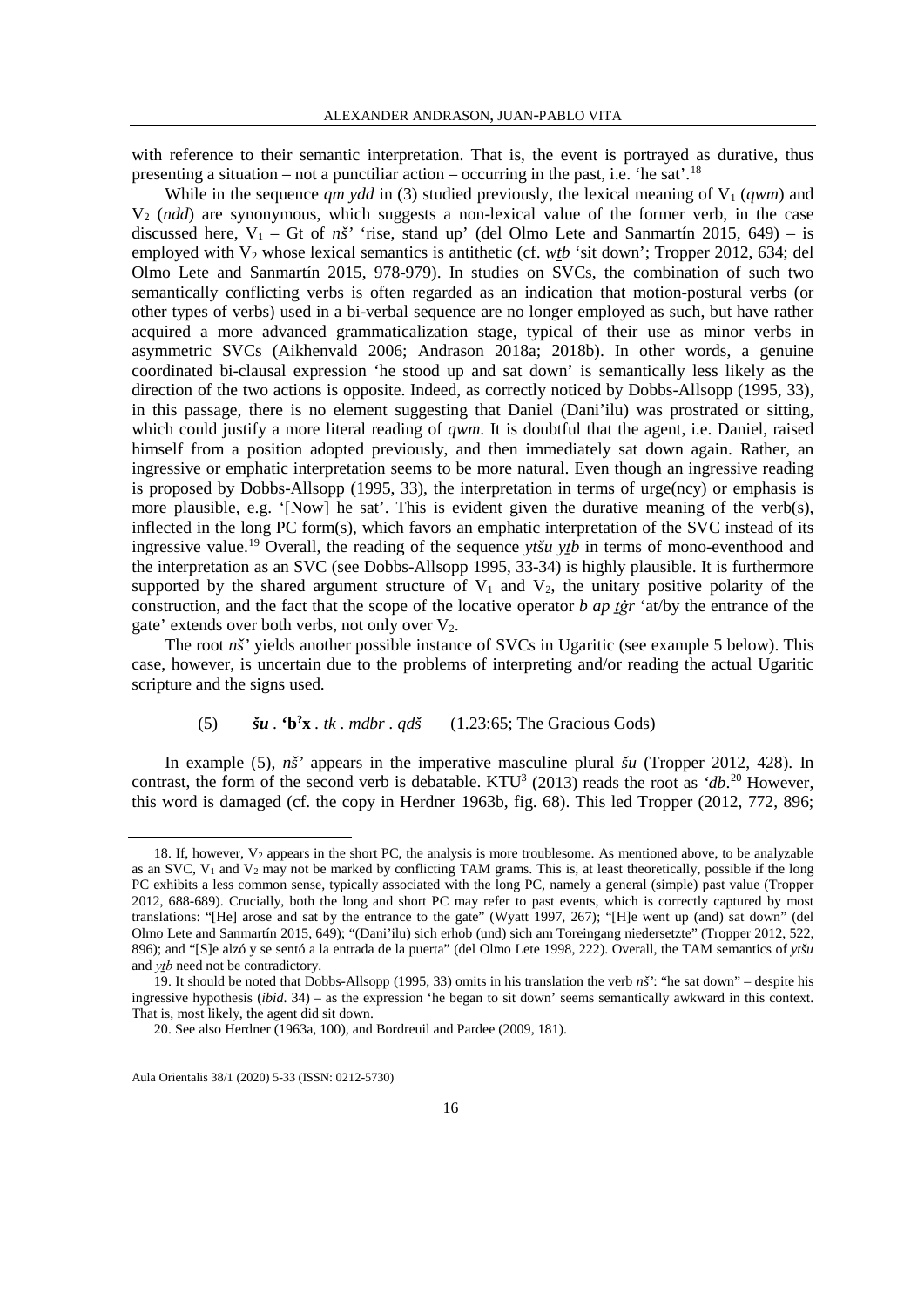with reference to their semantic interpretation. That is, the event is portrayed as durative, thus presenting a situation – not a punctiliar action – occurring in the past, i.e. 'he sat'.[18]

While in the sequence *qm ydd* in (3) studied previously, the lexical meaning of $V_1$ (*qwm*) and $V_2$ (*ndd*) are synonymous, which suggests a non-lexical value of the former verb, in the case discussed here, $V_1$ – Gt of *nš'* 'rise, stand up' (del Olmo Lete and Sanmartín 2015, 649) – is employed with $V_2$ whose lexical semantics is antithetic (cf. *wṯb* 'sit down'; Tropper 2012, 634; del Olmo Lete and Sanmartín 2015, 978-979). In studies on SVCs, the combination of such two semantically conflicting verbs is often regarded as an indication that motion-postural verbs (or other types of verbs) used in a bi-verbal sequence are no longer employed as such, but have rather acquired a more advanced grammaticalization stage, typical of their use as minor verbs in asymmetric SVCs (Aikhenvald 2006; Andrason 2018a; 2018b). In other words, a genuine coordinated bi-clausal expression 'he stood up and sat down' is semantically less likely as the direction of the two actions is opposite. Indeed, as correctly noticed by Dobbs-Allsopp (1995, 33), in this passage, there is no element suggesting that Daniel (Dani'ilu) was prostrated or sitting, which could justify a more literal reading of *qwm*. It is doubtful that the agent, i.e. Daniel, raised himself from a position adopted previously, and then immediately sat down again. Rather, an ingressive or emphatic interpretation seems to be more natural. Even though an ingressive reading is proposed by Dobbs-Allsopp (1995, 33), the interpretation in terms of urge(ncy) or emphasis is more plausible, e.g. '[Now] he sat'. This is evident given the durative meaning of the verb(s), inflected in the long PC form(s), which favors an emphatic interpretation of the SVC instead of its ingressive value.[19] Overall, the reading of the sequence *ytšu yṯb* in terms of mono-eventhood and the interpretation as an SVC (see Dobbs-Allsopp 1995, 33-34) is highly plausible. It is furthermore supported by the shared argument structure of $V_1$ and $V_2$, the unitary positive polarity of the construction, and the fact that the scope of the locative operator *b ap ṯġr* 'at/by the entrance of the gate' extends over both verbs, not only over $V_2$.

The root *nš'* yields another possible instance of SVCs in Ugaritic (see example 5 below). This case, however, is uncertain due to the problems of interpreting and/or reading the actual Ugaritic scripture and the signs used.

(5) ***šu*** . **'b[?]x** . *tk* . *mdbr* . *qdš* (1.23:65; The Gracious Gods)

In example (5), *nš'* appears in the imperative masculine plural *šu* (Tropper 2012, 428). In contrast, the form of the second verb is debatable. KTU³ (2013) reads the root as *'db*.[20] However, this word is damaged (cf. the copy in Herdner 1963b, fig. 68). This led Tropper (2012, 772, 896;

---

18. If, however, $V_2$ appears in the short PC, the analysis is more troublesome. As mentioned above, to be analyzable as an SVC, $V_1$ and $V_2$ may not be marked by conflicting TAM grams. This is, at least theoretically, possible if the long PC exhibits a less common sense, typically associated with the short PC, namely a general (simple) past value (Tropper 2012, 688-689). Crucially, both the long and short PC may refer to past events, which is correctly captured by most translations: "[He] arose and sat by the entrance to the gate" (Wyatt 1997, 267); "[H]e went up (and) sat down" (del Olmo Lete and Sanmartín 2015, 649); "(Dani'ilu) sich erhob (und) sich am Toreingang niedersetzte" (Tropper 2012, 522, 896); and "[S]e alzó y se sentó a la entrada de la puerta" (del Olmo Lete 1998, 222). Overall, the TAM semantics of *ytšu* and *yṯb* need not be contradictory.

19. It should be noted that Dobbs-Allsopp (1995, 33) omits in his translation the verb *nš'*: "he sat down" – despite his ingressive hypothesis (*ibid*. 34) – as the expression 'he began to sit down' seems semantically awkward in this context. That is, most likely, the agent did sit down.

20. See also Herdner (1963a, 100), and Bordreuil and Pardee (2009, 181).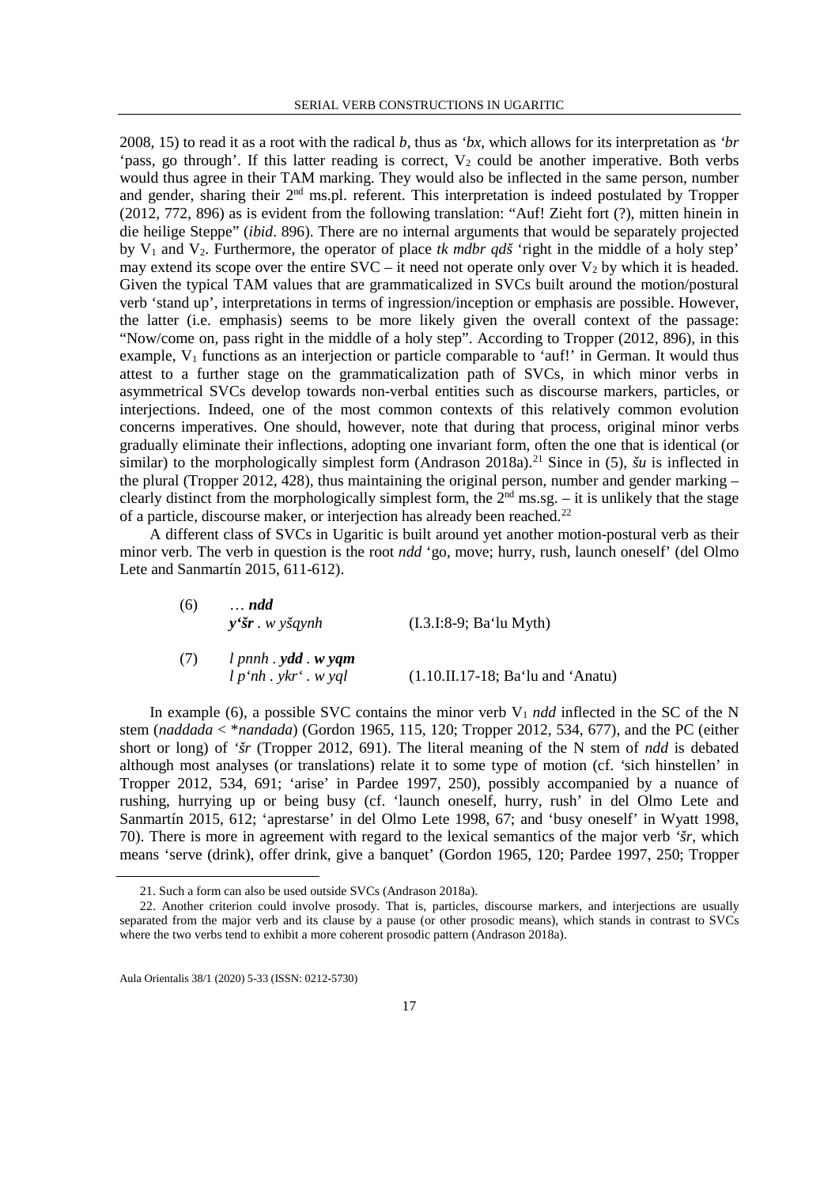2008, 15) to read it as a root with the radical *b*, thus as *ʻbx*, which allows for its interpretation as *ʻbr* 'pass, go through'. If this latter reading is correct, $V_2$ could be another imperative. Both verbs would thus agree in their TAM marking. They would also be inflected in the same person, number and gender, sharing their 2nd ms.pl. referent. This interpretation is indeed postulated by Tropper (2012, 772, 896) as is evident from the following translation: "Auf! Zieht fort (?), mitten hinein in die heilige Steppe" (*ibid*. 896). There are no internal arguments that would be separately projected by $V_1$ and $V_2$. Furthermore, the operator of place *tk mdbr qdš* 'right in the middle of a holy step' may extend its scope over the entire SVC – it need not operate only over $V_2$ by which it is headed. Given the typical TAM values that are grammaticalized in SVCs built around the motion/postural verb 'stand up', interpretations in terms of ingression/inception or emphasis are possible. However, the latter (i.e. emphasis) seems to be more likely given the overall context of the passage: "Now/come on, pass right in the middle of a holy step". According to Tropper (2012, 896), in this example, $V_1$ functions as an interjection or particle comparable to 'auf!' in German. It would thus attest to a further stage on the grammaticalization path of SVCs, in which minor verbs in asymmetrical SVCs develop towards non-verbal entities such as discourse markers, particles, or interjections. Indeed, one of the most common contexts of this relatively common evolution concerns imperatives. One should, however, note that during that process, original minor verbs gradually eliminate their inflections, adopting one invariant form, often the one that is identical (or similar) to the morphologically simplest form (Andrason 2018a).[21] Since in (5), *šu* is inflected in the plural (Tropper 2012, 428), thus maintaining the original person, number and gender marking – clearly distinct from the morphologically simplest form, the 2nd ms.sg. – it is unlikely that the stage of a particle, discourse maker, or interjection has already been reached.[22]

A different class of SVCs in Ugaritic is built around yet another motion-postural verb as their minor verb. The verb in question is the root *ndd* 'go, move; hurry, rush, launch oneself' (del Olmo Lete and Sanmartín 2015, 611-612).

(6) … ***ndd***
***yʻšr*** . *w yšqynh* (I.3.I:8-9; Baʻlu Myth)

(7) *l pnnh* . ***ydd*** . ***w yqm***
*l pʻnh* . *ykrʻ* . *w yql* (1.10.II.17-18; Baʻlu and ʻAnatu)

In example (6), a possible SVC contains the minor verb $V_1$ *ndd* inflected in the SC of the N stem (*naddada* < \**nandada*) (Gordon 1965, 115, 120; Tropper 2012, 534, 677), and the PC (either short or long) of *ʻšr* (Tropper 2012, 691). The literal meaning of the N stem of *ndd* is debated although most analyses (or translations) relate it to some type of motion (cf. 'sich hinstellen' in Tropper 2012, 534, 691; 'arise' in Pardee 1997, 250), possibly accompanied by a nuance of rushing, hurrying up or being busy (cf. 'launch oneself, hurry, rush' in del Olmo Lete and Sanmartín 2015, 612; 'aprestarse' in del Olmo Lete 1998, 67; and 'busy oneself' in Wyatt 1998, 70). There is more in agreement with regard to the lexical semantics of the major verb *ʻšr*, which means 'serve (drink), offer drink, give a banquet' (Gordon 1965, 120; Pardee 1997, 250; Tropper

21. Such a form can also be used outside SVCs (Andrason 2018a).

22. Another criterion could involve prosody. That is, particles, discourse markers, and interjections are usually separated from the major verb and its clause by a pause (or other prosodic means), which stands in contrast to SVCs where the two verbs tend to exhibit a more coherent prosodic pattern (Andrason 2018a).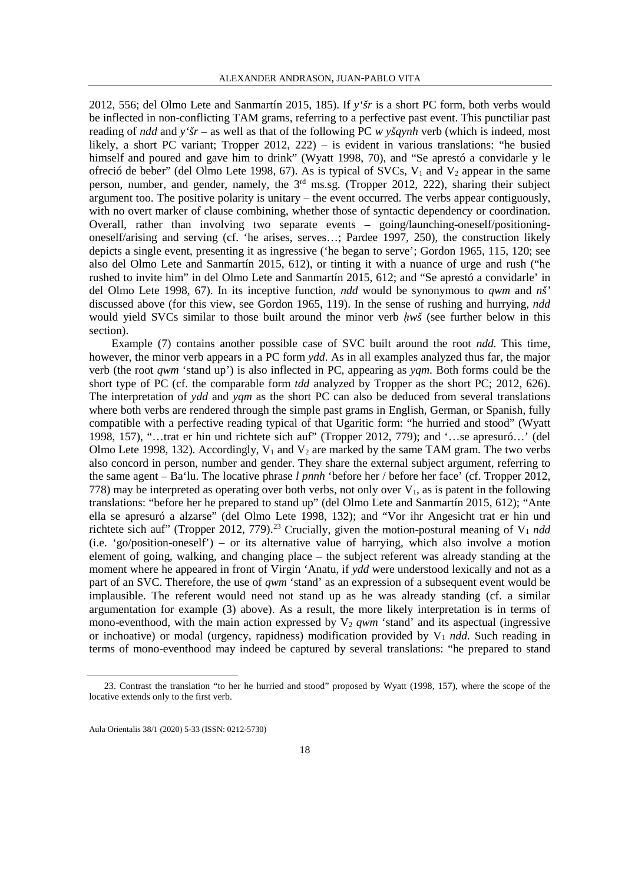2012, 556; del Olmo Lete and Sanmartín 2015, 185). If *y'šr* is a short PC form, both verbs would be inflected in non-conflicting TAM grams, referring to a perfective past event. This punctiliar past reading of *ndd* and *y'šr* – as well as that of the following PC *w yšqynh* verb (which is indeed, most likely, a short PC variant; Tropper 2012, 222) – is evident in various translations: "he busied himself and poured and gave him to drink" (Wyatt 1998, 70), and "Se aprestó a convidarle y le ofreció de beber" (del Olmo Lete 1998, 67). As is typical of SVCs, $V_1$ and $V_2$ appear in the same person, number, and gender, namely, the 3rd ms.sg. (Tropper 2012, 222), sharing their subject argument too. The positive polarity is unitary – the event occurred. The verbs appear contiguously, with no overt marker of clause combining, whether those of syntactic dependency or coordination. Overall, rather than involving two separate events – going/launching-oneself/positioning-oneself/arising and serving (cf. 'he arises, serves…; Pardee 1997, 250), the construction likely depicts a single event, presenting it as ingressive ('he began to serve'; Gordon 1965, 115, 120; see also del Olmo Lete and Sanmartín 2015, 612), or tinting it with a nuance of urge and rush ("he rushed to invite him" in del Olmo Lete and Sanmartín 2015, 612; and "Se aprestó a convidarle' in del Olmo Lete 1998, 67). In its inceptive function, *ndd* would be synonymous to *qwm* and *nš'* discussed above (for this view, see Gordon 1965, 119). In the sense of rushing and hurrying, *ndd* would yield SVCs similar to those built around the minor verb *ḥwš* (see further below in this section).

Example (7) contains another possible case of SVC built around the root *ndd*. This time, however, the minor verb appears in a PC form *ydd*. As in all examples analyzed thus far, the major verb (the root *qwm* 'stand up') is also inflected in PC, appearing as *yqm*. Both forms could be the short type of PC (cf. the comparable form *tdd* analyzed by Tropper as the short PC; 2012, 626). The interpretation of *ydd* and *yqm* as the short PC can also be deduced from several translations where both verbs are rendered through the simple past grams in English, German, or Spanish, fully compatible with a perfective reading typical of that Ugaritic form: "he hurried and stood" (Wyatt 1998, 157), "…trat er hin und richtete sich auf" (Tropper 2012, 779); and '…se apresuró…' (del Olmo Lete 1998, 132). Accordingly, $V_1$ and $V_2$ are marked by the same TAM gram. The two verbs also concord in person, number and gender. They share the external subject argument, referring to the same agent – Ba'lu. The locative phrase *l pnnh* 'before her / before her face' (cf. Tropper 2012, 778) may be interpreted as operating over both verbs, not only over $V_1$, as is patent in the following translations: "before her he prepared to stand up" (del Olmo Lete and Sanmartín 2015, 612); "Ante ella se apresuró a alzarse" (del Olmo Lete 1998, 132); and "Vor ihr Angesicht trat er hin und richtete sich auf" (Tropper 2012, 779).[23] Crucially, given the motion-postural meaning of $V_1$ *ndd* (i.e. 'go/position-oneself') – or its alternative value of harrying, which also involve a motion element of going, walking, and changing place – the subject referent was already standing at the moment where he appeared in front of Virgin 'Anatu, if *ydd* were understood lexically and not as a part of an SVC. Therefore, the use of *qwm* 'stand' as an expression of a subsequent event would be implausible. The referent would need not stand up as he was already standing (cf. a similar argumentation for example (3) above). As a result, the more likely interpretation is in terms of mono-eventhood, with the main action expressed by $V_2$ *qwm* 'stand' and its aspectual (ingressive or inchoative) or modal (urgency, rapidness) modification provided by $V_1$ *ndd*. Such reading in terms of mono-eventhood may indeed be captured by several translations: "he prepared to stand

23. Contrast the translation "to her he hurried and stood" proposed by Wyatt (1998, 157), where the scope of the locative extends only to the first verb.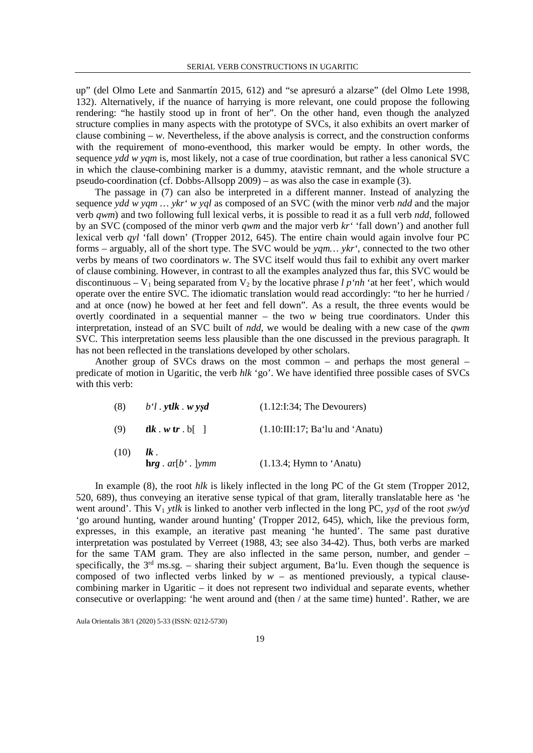up" (del Olmo Lete and Sanmartín 2015, 612) and "se apresuró a alzarse" (del Olmo Lete 1998, 132). Alternatively, if the nuance of harrying is more relevant, one could propose the following rendering: "he hastily stood up in front of her". On the other hand, even though the analyzed structure complies in many aspects with the prototype of SVCs, it also exhibits an overt marker of clause combining – *w*. Nevertheless, if the above analysis is correct, and the construction conforms with the requirement of mono-eventhood, this marker would be empty. In other words, the sequence *ydd w yqm* is, most likely, not a case of true coordination, but rather a less canonical SVC in which the clause-combining marker is a dummy, atavistic remnant, and the whole structure a pseudo-coordination (cf. Dobbs-Allsopp 2009) – as was also the case in example (3).

The passage in (7) can also be interpreted in a different manner. Instead of analyzing the sequence *ydd w yqm … ykr‘ w yql* as composed of an SVC (with the minor verb *ndd* and the major verb *qwm*) and two following full lexical verbs, it is possible to read it as a full verb *ndd*, followed by an SVC (composed of the minor verb *qwm* and the major verb *kr‘* 'fall down') and another full lexical verb *qyl* 'fall down' (Tropper 2012, 645). The entire chain would again involve four PC forms – arguably, all of the short type. The SVC would be *yqm… ykr‘*, connected to the two other verbs by means of two coordinators *w*. The SVC itself would thus fail to exhibit any overt marker of clause combining. However, in contrast to all the examples analyzed thus far, this SVC would be discontinuous – $V_1$ being separated from $V_2$ by the locative phrase *l p‘nh* 'at her feet', which would operate over the entire SVC. The idiomatic translation would read accordingly: "to her he hurried / and at once (now) he bowed at her feet and fell down". As a result, the three events would be overtly coordinated in a sequential manner – the two *w* being true coordinators. Under this interpretation, instead of an SVC built of *ndd*, we would be dealing with a new case of the *qwm* SVC. This interpretation seems less plausible than the one discussed in the previous paragraph. It has not been reflected in the translations developed by other scholars.

Another group of SVCs draws on the most common – and perhaps the most general – predicate of motion in Ugaritic, the verb *hlk* 'go'. We have identified three possible cases of SVCs with this verb:

(8) *b‘l* . ***ytlk*** . ***w yṣd*** (1.12:I:34; The Devourers)

(9) ***tlk*** . ***w*** **tr** . b[ ] (1.10:III:17; Ba‘lu and ‘Anatu)

(10) ***lk*** .
**h*rg*** . *ar*[*b‘* . ]*ymm* (1.13.4; Hymn to ‘Anatu)

In example (8), the root *hlk* is likely inflected in the long PC of the Gt stem (Tropper 2012, 520, 689), thus conveying an iterative sense typical of that gram, literally translatable here as 'he went around'. This $V_1$ *ytlk* is linked to another verb inflected in the long PC, *yṣd* of the root *ṣw/yd* 'go around hunting, wander around hunting' (Tropper 2012, 645), which, like the previous form, expresses, in this example, an iterative past meaning 'he hunted'. The same past durative interpretation was postulated by Verreet (1988, 43; see also 34-42). Thus, both verbs are marked for the same TAM gram. They are also inflected in the same person, number, and gender – specifically, the 3rd ms.sg. – sharing their subject argument, Ba‘lu. Even though the sequence is composed of two inflected verbs linked by *w* – as mentioned previously, a typical clause-combining marker in Ugaritic – it does not represent two individual and separate events, whether consecutive or overlapping: 'he went around and (then / at the same time) hunted'. Rather, we are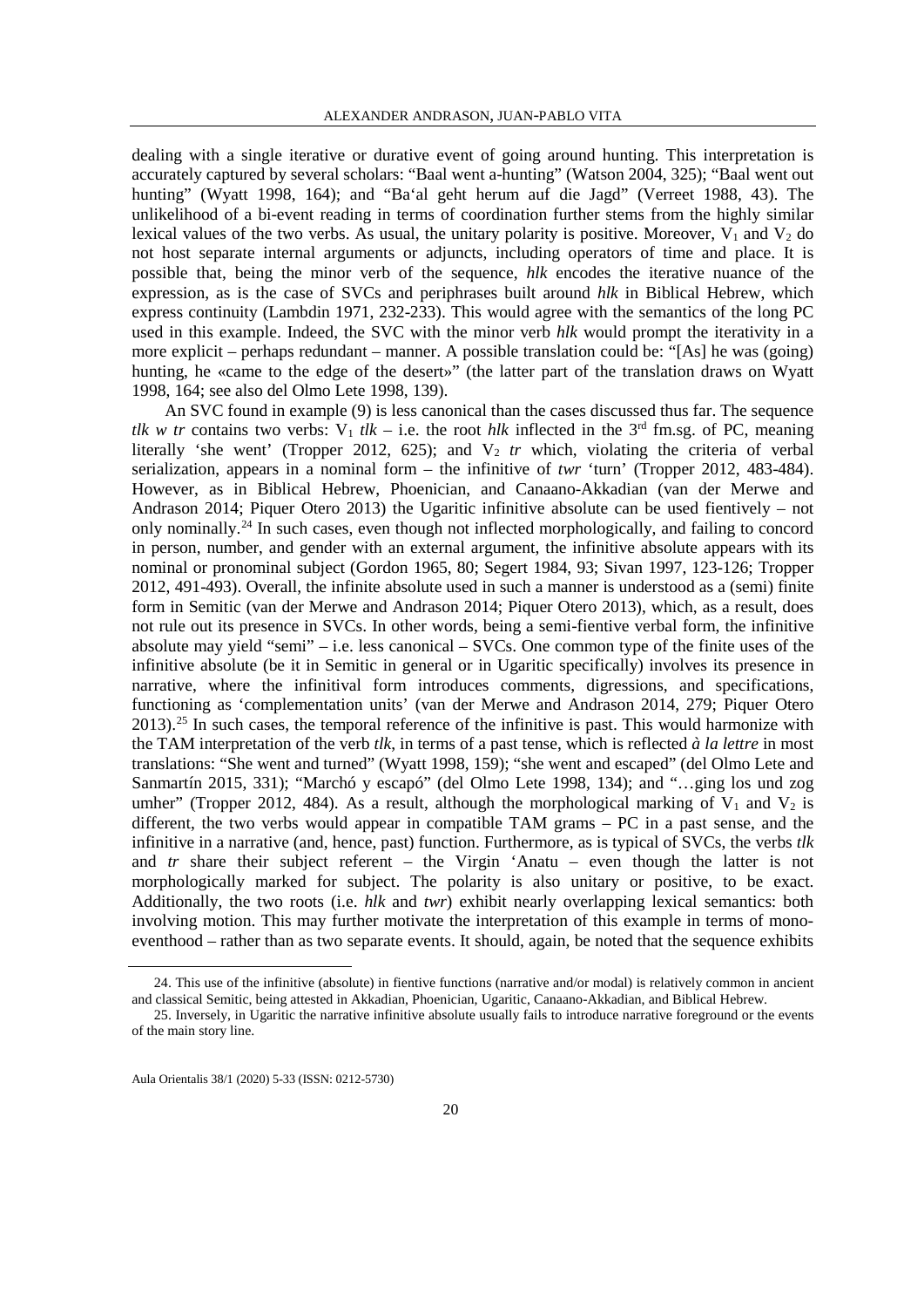dealing with a single iterative or durative event of going around hunting. This interpretation is accurately captured by several scholars: "Baal went a-hunting" (Watson 2004, 325); "Baal went out hunting" (Wyatt 1998, 164); and "Ba'al geht herum auf die Jagd" (Verreet 1988, 43). The unlikelihood of a bi-event reading in terms of coordination further stems from the highly similar lexical values of the two verbs. As usual, the unitary polarity is positive. Moreover, $V_1$ and $V_2$ do not host separate internal arguments or adjuncts, including operators of time and place. It is possible that, being the minor verb of the sequence, *hlk* encodes the iterative nuance of the expression, as is the case of SVCs and periphrases built around *hlk* in Biblical Hebrew, which express continuity (Lambdin 1971, 232-233). This would agree with the semantics of the long PC used in this example. Indeed, the SVC with the minor verb *hlk* would prompt the iterativity in a more explicit – perhaps redundant – manner. A possible translation could be: "[As] he was (going) hunting, he «came to the edge of the desert»" (the latter part of the translation draws on Wyatt 1998, 164; see also del Olmo Lete 1998, 139).

An SVC found in example (9) is less canonical than the cases discussed thus far. The sequence *tlk w tr* contains two verbs: $V_1$ *tlk* – i.e. the root *hlk* inflected in the 3rd fm.sg. of PC, meaning literally 'she went' (Tropper 2012, 625); and $V_2$ *tr* which, violating the criteria of verbal serialization, appears in a nominal form – the infinitive of *twr* 'turn' (Tropper 2012, 483-484). However, as in Biblical Hebrew, Phoenician, and Canaano-Akkadian (van der Merwe and Andrason 2014; Piquer Otero 2013) the Ugaritic infinitive absolute can be used fientively – not only nominally.[24] In such cases, even though not inflected morphologically, and failing to concord in person, number, and gender with an external argument, the infinitive absolute appears with its nominal or pronominal subject (Gordon 1965, 80; Segert 1984, 93; Sivan 1997, 123-126; Tropper 2012, 491-493). Overall, the infinite absolute used in such a manner is understood as a (semi) finite form in Semitic (van der Merwe and Andrason 2014; Piquer Otero 2013), which, as a result, does not rule out its presence in SVCs. In other words, being a semi-fientive verbal form, the infinitive absolute may yield "semi" – i.e. less canonical – SVCs. One common type of the finite uses of the infinitive absolute (be it in Semitic in general or in Ugaritic specifically) involves its presence in narrative, where the infinitival form introduces comments, digressions, and specifications, functioning as 'complementation units' (van der Merwe and Andrason 2014, 279; Piquer Otero 2013).[25] In such cases, the temporal reference of the infinitive is past. This would harmonize with the TAM interpretation of the verb *tlk*, in terms of a past tense, which is reflected *à la lettre* in most translations: "She went and turned" (Wyatt 1998, 159); "she went and escaped" (del Olmo Lete and Sanmartín 2015, 331); "Marchó y escapó" (del Olmo Lete 1998, 134); and "…ging los und zog umher" (Tropper 2012, 484). As a result, although the morphological marking of $V_1$ and $V_2$ is different, the two verbs would appear in compatible TAM grams – PC in a past sense, and the infinitive in a narrative (and, hence, past) function. Furthermore, as is typical of SVCs, the verbs *tlk* and *tr* share their subject referent – the Virgin 'Anatu – even though the latter is not morphologically marked for subject. The polarity is also unitary or positive, to be exact. Additionally, the two roots (i.e. *hlk* and *twr*) exhibit nearly overlapping lexical semantics: both involving motion. This may further motivate the interpretation of this example in terms of mono-eventhood – rather than as two separate events. It should, again, be noted that the sequence exhibits

---

24. This use of the infinitive (absolute) in fientive functions (narrative and/or modal) is relatively common in ancient and classical Semitic, being attested in Akkadian, Phoenician, Ugaritic, Canaano-Akkadian, and Biblical Hebrew.

25. Inversely, in Ugaritic the narrative infinitive absolute usually fails to introduce narrative foreground or the events of the main story line.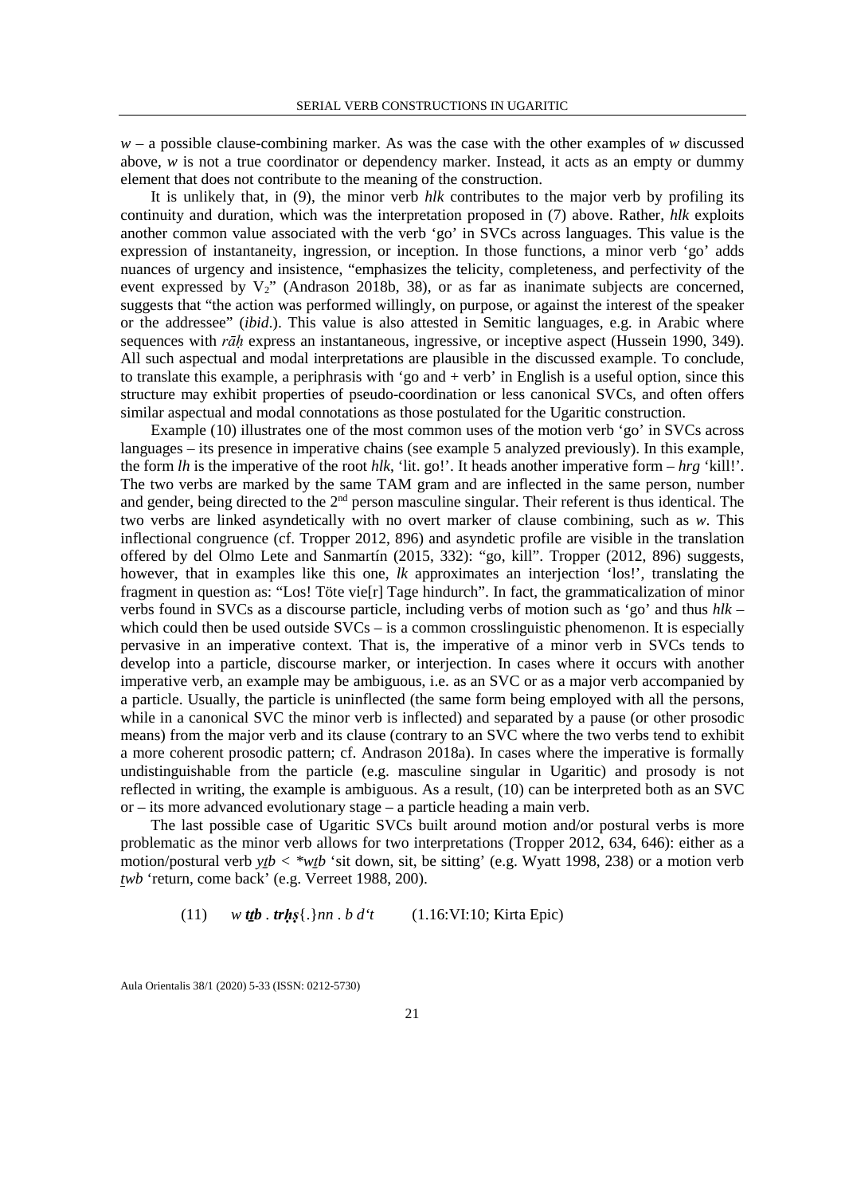*w* – a possible clause-combining marker. As was the case with the other examples of *w* discussed above, *w* is not a true coordinator or dependency marker. Instead, it acts as an empty or dummy element that does not contribute to the meaning of the construction.

It is unlikely that, in (9), the minor verb *hlk* contributes to the major verb by profiling its continuity and duration, which was the interpretation proposed in (7) above. Rather, *hlk* exploits another common value associated with the verb 'go' in SVCs across languages. This value is the expression of instantaneity, ingression, or inception. In those functions, a minor verb 'go' adds nuances of urgency and insistence, "emphasizes the telicity, completeness, and perfectivity of the event expressed by $V_2$" (Andrason 2018b, 38), or as far as inanimate subjects are concerned, suggests that "the action was performed willingly, on purpose, or against the interest of the speaker or the addressee" (*ibid*.). This value is also attested in Semitic languages, e.g. in Arabic where sequences with *rāḥ* express an instantaneous, ingressive, or inceptive aspect (Hussein 1990, 349). All such aspectual and modal interpretations are plausible in the discussed example. To conclude, to translate this example, a periphrasis with 'go and + verb' in English is a useful option, since this structure may exhibit properties of pseudo-coordination or less canonical SVCs, and often offers similar aspectual and modal connotations as those postulated for the Ugaritic construction.

Example (10) illustrates one of the most common uses of the motion verb 'go' in SVCs across languages – its presence in imperative chains (see example 5 analyzed previously). In this example, the form *lh* is the imperative of the root *hlk*, 'lit. go!'. It heads another imperative form – *hrg* 'kill!'. The two verbs are marked by the same TAM gram and are inflected in the same person, number and gender, being directed to the 2nd person masculine singular. Their referent is thus identical. The two verbs are linked asyndetically with no overt marker of clause combining, such as *w*. This inflectional congruence (cf. Tropper 2012, 896) and asyndetic profile are visible in the translation offered by del Olmo Lete and Sanmartín (2015, 332): "go, kill". Tropper (2012, 896) suggests, however, that in examples like this one, *lk* approximates an interjection 'los!', translating the fragment in question as: "Los! Töte vie[r] Tage hindurch". In fact, the grammaticalization of minor verbs found in SVCs as a discourse particle, including verbs of motion such as 'go' and thus *hlk* – which could then be used outside SVCs – is a common crosslinguistic phenomenon. It is especially pervasive in an imperative context. That is, the imperative of a minor verb in SVCs tends to develop into a particle, discourse marker, or interjection. In cases where it occurs with another imperative verb, an example may be ambiguous, i.e. as an SVC or as a major verb accompanied by a particle. Usually, the particle is uninflected (the same form being employed with all the persons, while in a canonical SVC the minor verb is inflected) and separated by a pause (or other prosodic means) from the major verb and its clause (contrary to an SVC where the two verbs tend to exhibit a more coherent prosodic pattern; cf. Andrason 2018a). In cases where the imperative is formally undistinguishable from the particle (e.g. masculine singular in Ugaritic) and prosody is not reflected in writing, the example is ambiguous. As a result, (10) can be interpreted both as an SVC or – its more advanced evolutionary stage – a particle heading a main verb.

The last possible case of Ugaritic SVCs built around motion and/or postural verbs is more problematic as the minor verb allows for two interpretations (Tropper 2012, 634, 646): either as a motion/postural verb *yṯb* < *\*wṯb* 'sit down, sit, be sitting' (e.g. Wyatt 1998, 238) or a motion verb *ṯwb* 'return, come back' (e.g. Verreet 1988, 200).

(11) *w* ***tṯb*** . ***trḥṣ***{.}*nn* . *b dʻt* (1.16:VI:10; Kirta Epic)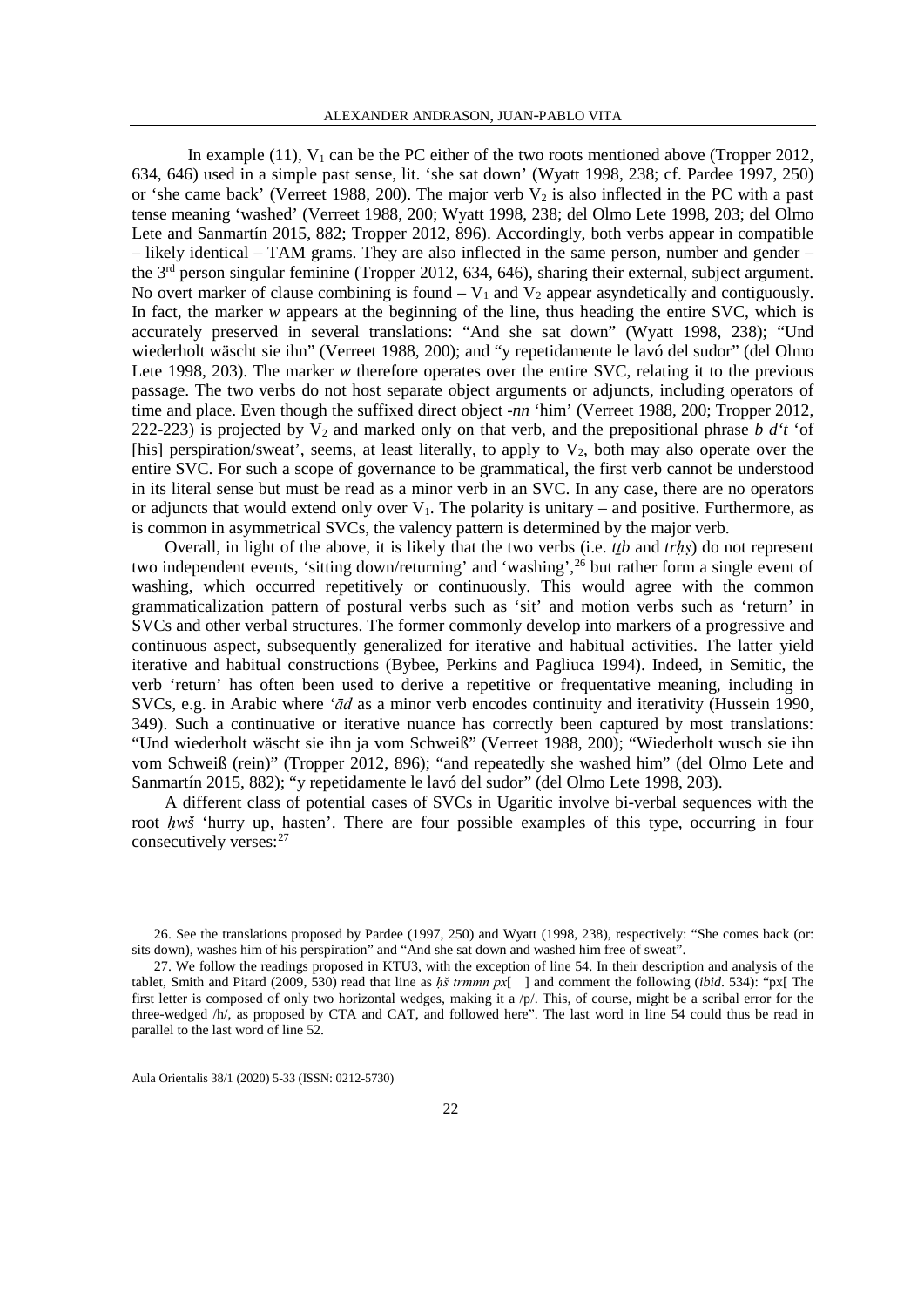In example (11), $V_1$ can be the PC either of the two roots mentioned above (Tropper 2012, 634, 646) used in a simple past sense, lit. 'she sat down' (Wyatt 1998, 238; cf. Pardee 1997, 250) or 'she came back' (Verreet 1988, 200). The major verb $V_2$ is also inflected in the PC with a past tense meaning 'washed' (Verreet 1988, 200; Wyatt 1998, 238; del Olmo Lete 1998, 203; del Olmo Lete and Sanmartín 2015, 882; Tropper 2012, 896). Accordingly, both verbs appear in compatible – likely identical – TAM grams. They are also inflected in the same person, number and gender – the 3rd person singular feminine (Tropper 2012, 634, 646), sharing their external, subject argument. No overt marker of clause combining is found – $V_1$ and $V_2$ appear asyndetically and contiguously. In fact, the marker *w* appears at the beginning of the line, thus heading the entire SVC, which is accurately preserved in several translations: "And she sat down" (Wyatt 1998, 238); "Und wiederholt wäscht sie ihn" (Verreet 1988, 200); and "y repetidamente le lavó del sudor" (del Olmo Lete 1998, 203). The marker *w* therefore operates over the entire SVC, relating it to the previous passage. The two verbs do not host separate object arguments or adjuncts, including operators of time and place. Even though the suffixed direct object *-nn* 'him' (Verreet 1988, 200; Tropper 2012, 222-223) is projected by $V_2$ and marked only on that verb, and the prepositional phrase *b d't* 'of [his] perspiration/sweat', seems, at least literally, to apply to $V_2$, both may also operate over the entire SVC. For such a scope of governance to be grammatical, the first verb cannot be understood in its literal sense but must be read as a minor verb in an SVC. In any case, there are no operators or adjuncts that would extend only over $V_1$. The polarity is unitary – and positive. Furthermore, as is common in asymmetrical SVCs, the valency pattern is determined by the major verb.

Overall, in light of the above, it is likely that the two verbs (i.e. *ṯṯb* and *trḥṣ*) do not represent two independent events, 'sitting down/returning' and 'washing',[26] but rather form a single event of washing, which occurred repetitively or continuously. This would agree with the common grammaticalization pattern of postural verbs such as 'sit' and motion verbs such as 'return' in SVCs and other verbal structures. The former commonly develop into markers of a progressive and continuous aspect, subsequently generalized for iterative and habitual activities. The latter yield iterative and habitual constructions (Bybee, Perkins and Pagliuca 1994). Indeed, in Semitic, the verb 'return' has often been used to derive a repetitive or frequentative meaning, including in SVCs, e.g. in Arabic where *'ād* as a minor verb encodes continuity and iterativity (Hussein 1990, 349). Such a continuative or iterative nuance has correctly been captured by most translations: "Und wiederholt wäscht sie ihn ja vom Schweiß" (Verreet 1988, 200); "Wiederholt wusch sie ihn vom Schweiß (rein)" (Tropper 2012, 896); "and repeatedly she washed him" (del Olmo Lete and Sanmartín 2015, 882); "y repetidamente le lavó del sudor" (del Olmo Lete 1998, 203).

A different class of potential cases of SVCs in Ugaritic involve bi-verbal sequences with the root *ḥwš* 'hurry up, hasten'. There are four possible examples of this type, occurring in four consecutively verses:[27]

---

26. See the translations proposed by Pardee (1997, 250) and Wyatt (1998, 238), respectively: "She comes back (or: sits down), washes him of his perspiration" and "And she sat down and washed him free of sweat".

27. We follow the readings proposed in KTU3, with the exception of line 54. In their description and analysis of the tablet, Smith and Pitard (2009, 530) read that line as *ḥš trmmn px*[ ] and comment the following (*ibid*. 534): "px[ The first letter is composed of only two horizontal wedges, making it a /p/. This, of course, might be a scribal error for the three-wedged /h/, as proposed by CTA and CAT, and followed here". The last word in line 54 could thus be read in parallel to the last word of line 52.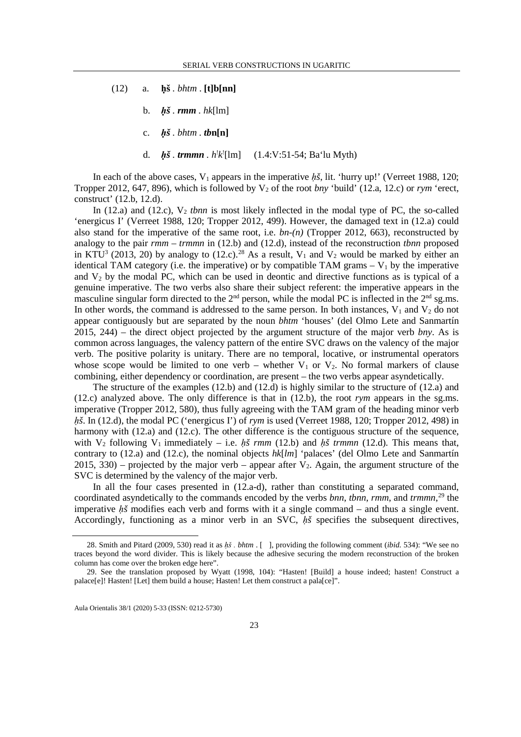(12) a. **ḥš** . *bhtm* . **[t]b[nn]**

b. ***ḥš*** . ***rmm*** . *hk*[lm]

c. ***ḥš*** . *bhtm* . ***tb*n[n]**

d. ***ḥš*** . ***trmmn*** . *hˈkˈ*[lm] (1.4:V:51-54; Baʿlu Myth)

In each of the above cases, $V_1$ appears in the imperative *ḥš*, lit. 'hurry up!' (Verreet 1988, 120; Tropper 2012, 647, 896), which is followed by $V_2$ of the root *bny* 'build' (12.a, 12.c) or *rym* 'erect, construct' (12.b, 12.d).

In (12.a) and (12.c), $V_2$ *tbnn* is most likely inflected in the modal type of PC, the so-called 'energicus I' (Verreet 1988, 120; Tropper 2012, 499). However, the damaged text in (12.a) could also stand for the imperative of the same root, i.e. *bn-(n)* (Tropper 2012, 663), reconstructed by analogy to the pair *rmm* – *trmmn* in (12.b) and (12.d), instead of the reconstruction *tbnn* proposed in KTU³ (2013, 20) by analogy to (12.c).[28] As a result, $V_1$ and $V_2$ would be marked by either an identical TAM category (i.e. the imperative) or by compatible TAM grams – $V_1$ by the imperative and $V_2$ by the modal PC, which can be used in deontic and directive functions as is typical of a genuine imperative. The two verbs also share their subject referent: the imperative appears in the masculine singular form directed to the 2nd person, while the modal PC is inflected in the 2nd sg.ms. In other words, the command is addressed to the same person. In both instances, $V_1$ and $V_2$ do not appear contiguously but are separated by the noun *bhtm* 'houses' (del Olmo Lete and Sanmartín 2015, 244) – the direct object projected by the argument structure of the major verb *bny*. As is common across languages, the valency pattern of the entire SVC draws on the valency of the major verb. The positive polarity is unitary. There are no temporal, locative, or instrumental operators whose scope would be limited to one verb – whether $V_1$ or $V_2$. No formal markers of clause combining, either dependency or coordination, are present – the two verbs appear asyndetically.

The structure of the examples (12.b) and (12.d) is highly similar to the structure of (12.a) and (12.c) analyzed above. The only difference is that in (12.b), the root *rym* appears in the sg.ms. imperative (Tropper 2012, 580), thus fully agreeing with the TAM gram of the heading minor verb *ḥš*. In (12.d), the modal PC ('energicus I') of *rym* is used (Verreet 1988, 120; Tropper 2012, 498) in harmony with (12.a) and (12.c). The other difference is the contiguous structure of the sequence, with $V_2$ following $V_1$ immediately – i.e. *ḥš rmm* (12.b) and *ḥš trmmn* (12.d). This means that, contrary to (12.a) and (12.c), the nominal objects *hk*[*lm*] 'palaces' (del Olmo Lete and Sanmartín 2015, 330) – projected by the major verb – appear after $V_2$. Again, the argument structure of the SVC is determined by the valency of the major verb.

In all the four cases presented in (12.a-d), rather than constituting a separated command, coordinated asyndetically to the commands encoded by the verbs *bnn*, *tbnn*, *rmm*, and *trmmn*,[29] the imperative *ḥš* modifies each verb and forms with it a single command – and thus a single event. Accordingly, functioning as a minor verb in an SVC, *ḥš* specifies the subsequent directives,

---

28. Smith and Pitard (2009, 530) read it as *ḥš . bhtm* . [ ], providing the following comment (*ibid.* 534): "We see no traces beyond the word divider. This is likely because the adhesive securing the modern reconstruction of the broken column has come over the broken edge here".

29. See the translation proposed by Wyatt (1998, 104): "Hasten! [Build] a house indeed; hasten! Construct a palace[e]! Hasten! [Let] them build a house; Hasten! Let them construct a pala[ce]".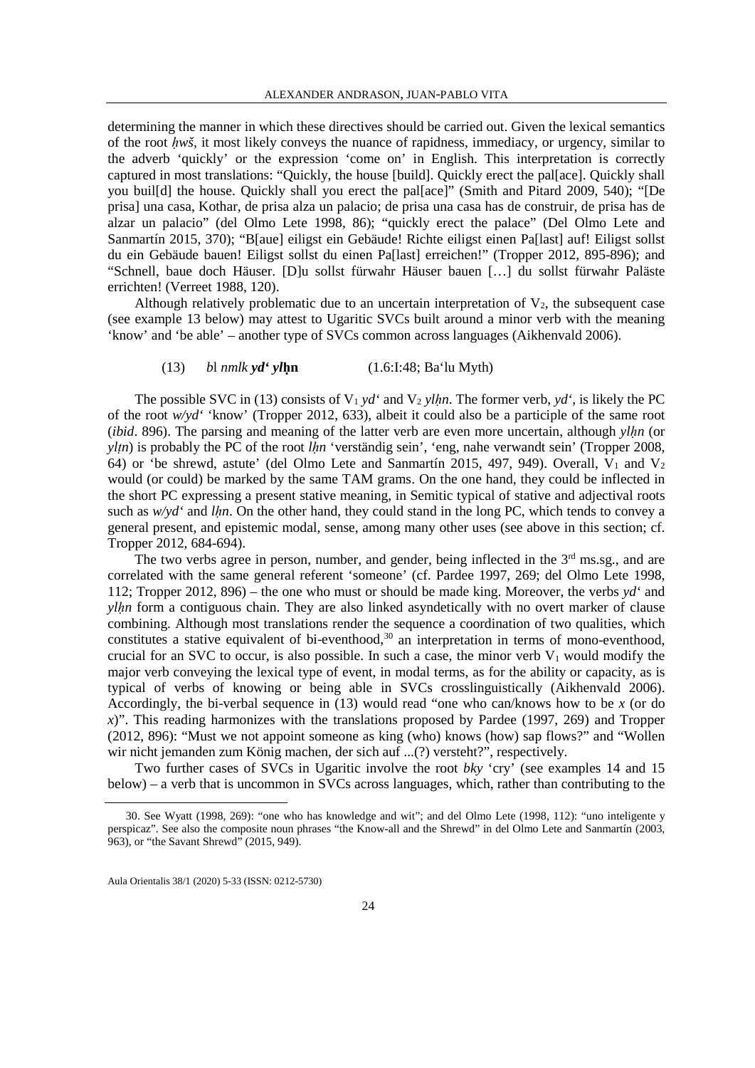determining the manner in which these directives should be carried out. Given the lexical semantics of the root *ḥwš*, it most likely conveys the nuance of rapidness, immediacy, or urgency, similar to the adverb 'quickly' or the expression 'come on' in English. This interpretation is correctly captured in most translations: "Quickly, the house [build]. Quickly erect the pal[ace]. Quickly shall you buil[d] the house. Quickly shall you erect the pal[ace]" (Smith and Pitard 2009, 540); "[De prisa] una casa, Kothar, de prisa alza un palacio; de prisa una casa has de construir, de prisa has de alzar un palacio" (del Olmo Lete 1998, 86); "quickly erect the palace" (Del Olmo Lete and Sanmartín 2015, 370); "B[aue] eiligst ein Gebäude! Richte eiligst einen Pa[last] auf! Eiligst sollst du ein Gebäude bauen! Eiligst sollst du einen Pa[last] erreichen!" (Tropper 2012, 895-896); and "Schnell, baue doch Häuser. [D]u sollst fürwahr Häuser bauen […] du sollst fürwahr Paläste errichten! (Verreet 1988, 120).

Although relatively problematic due to an uncertain interpretation of $V_2$, the subsequent case (see example 13 below) may attest to Ugaritic SVCs built around a minor verb with the meaning 'know' and 'be able' – another type of SVCs common across languages (Aikhenvald 2006).

(13) *b*l *nmlk* ***yd' ylḥ*n** (1.6:I:48; Ba'lu Myth)

The possible SVC in (13) consists of $V_1$ *yd'* and $V_2$ *ylḥn*. The former verb, *yd'*, is likely the PC of the root *w/yd'* 'know' (Tropper 2012, 633), albeit it could also be a participle of the same root (*ibid*. 896). The parsing and meaning of the latter verb are even more uncertain, although *ylḥn* (or *ylṭn*) is probably the PC of the root *lḥn* 'verständig sein', 'eng, nahe verwandt sein' (Tropper 2008, 64) or 'be shrewd, astute' (del Olmo Lete and Sanmartín 2015, 497, 949). Overall, $V_1$ and $V_2$ would (or could) be marked by the same TAM grams. On the one hand, they could be inflected in the short PC expressing a present stative meaning, in Semitic typical of stative and adjectival roots such as *w/yd'* and *lḥn*. On the other hand, they could stand in the long PC, which tends to convey a general present, and epistemic modal, sense, among many other uses (see above in this section; cf. Tropper 2012, 684-694).

The two verbs agree in person, number, and gender, being inflected in the 3rd ms.sg., and are correlated with the same general referent 'someone' (cf. Pardee 1997, 269; del Olmo Lete 1998, 112; Tropper 2012, 896) – the one who must or should be made king. Moreover, the verbs *yd'* and *ylḥn* form a contiguous chain. They are also linked asyndetically with no overt marker of clause combining. Although most translations render the sequence a coordination of two qualities, which constitutes a stative equivalent of bi-eventhood,[30] an interpretation in terms of mono-eventhood, crucial for an SVC to occur, is also possible. In such a case, the minor verb $V_1$ would modify the major verb conveying the lexical type of event, in modal terms, as for the ability or capacity, as is typical of verbs of knowing or being able in SVCs crosslinguistically (Aikhenvald 2006). Accordingly, the bi-verbal sequence in (13) would read "one who can/knows how to be *x* (or do *x*)". This reading harmonizes with the translations proposed by Pardee (1997, 269) and Tropper (2012, 896): "Must we not appoint someone as king (who) knows (how) sap flows?" and "Wollen wir nicht jemanden zum König machen, der sich auf ...(?) versteht?", respectively.

Two further cases of SVCs in Ugaritic involve the root *bky* 'cry' (see examples 14 and 15 below) – a verb that is uncommon in SVCs across languages, which, rather than contributing to the

---

30. See Wyatt (1998, 269): "one who has knowledge and wit"; and del Olmo Lete (1998, 112): "uno inteligente y perspicaz". See also the composite noun phrases "the Know-all and the Shrewd" in del Olmo Lete and Sanmartín (2003, 963), or "the Savant Shrewd" (2015, 949).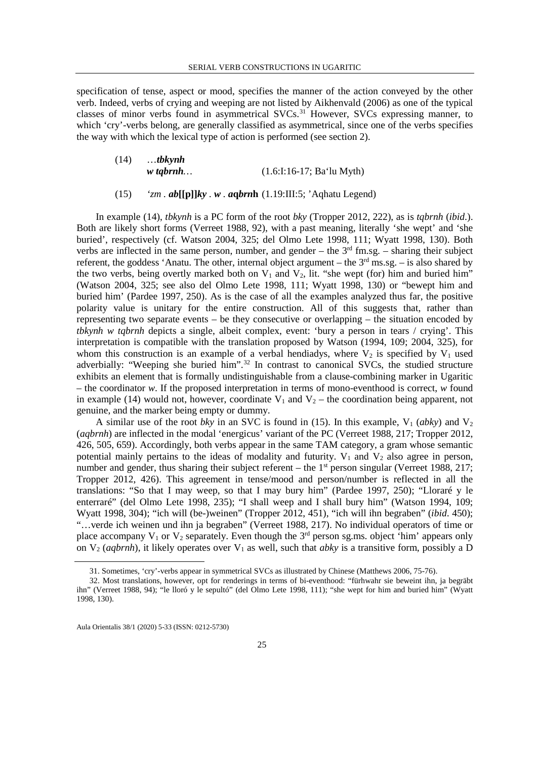specification of tense, aspect or mood, specifies the manner of the action conveyed by the other verb. Indeed, verbs of crying and weeping are not listed by Aikhenvald (2006) as one of the typical classes of minor verbs found in asymmetrical SVCs.[31] However, SVCs expressing manner, to which 'cry'-verbs belong, are generally classified as asymmetrical, since one of the verbs specifies the way with which the lexical type of action is performed (see section 2).

(14) …***tbkynh***
***w tqbrnh***… (1.6:I:16-17; Baʻlu Myth)

(15) *ʻzm . **ab[[p]]ky** . w . **aqbrn**h* (1.19:III:5; ʼAqhatu Legend)

In example (14), *tbkynh* is a PC form of the root *bky* (Tropper 2012, 222), as is *tqbrnh* (*ibid*.). Both are likely short forms (Verreet 1988, 92), with a past meaning, literally 'she wept' and 'she buried', respectively (cf. Watson 2004, 325; del Olmo Lete 1998, 111; Wyatt 1998, 130). Both verbs are inflected in the same person, number, and gender – the 3rd fm.sg. – sharing their subject referent, the goddess ʻAnatu. The other, internal object argument – the 3rd ms.sg. – is also shared by the two verbs, being overtly marked both on $V_1$ and $V_2$, lit. "she wept (for) him and buried him" (Watson 2004, 325; see also del Olmo Lete 1998, 111; Wyatt 1998, 130) or "bewept him and buried him' (Pardee 1997, 250). As is the case of all the examples analyzed thus far, the positive polarity value is unitary for the entire construction. All of this suggests that, rather than representing two separate events – be they consecutive or overlapping – the situation encoded by *tbkynh w tqbrnh* depicts a single, albeit complex, event: 'bury a person in tears / crying'. This interpretation is compatible with the translation proposed by Watson (1994, 109; 2004, 325), for whom this construction is an example of a verbal hendiadys, where $V_2$ is specified by $V_1$ used adverbially: "Weeping she buried him".[32] In contrast to canonical SVCs, the studied structure exhibits an element that is formally undistinguishable from a clause-combining marker in Ugaritic – the coordinator *w*. If the proposed interpretation in terms of mono-eventhood is correct, *w* found in example (14) would not, however, coordinate $V_1$ and $V_2$ – the coordination being apparent, not genuine, and the marker being empty or dummy.

A similar use of the root *bky* in an SVC is found in (15). In this example, $V_1$ (*abky*) and $V_2$ (*aqbrnh*) are inflected in the modal 'energicus' variant of the PC (Verreet 1988, 217; Tropper 2012, 426, 505, 659). Accordingly, both verbs appear in the same TAM category, a gram whose semantic potential mainly pertains to the ideas of modality and futurity. $V_1$ and $V_2$ also agree in person, number and gender, thus sharing their subject referent – the 1st person singular (Verreet 1988, 217; Tropper 2012, 426). This agreement in tense/mood and person/number is reflected in all the translations: "So that I may weep, so that I may bury him" (Pardee 1997, 250); "Lloraré y le enterraré" (del Olmo Lete 1998, 235); "I shall weep and I shall bury him" (Watson 1994, 109; Wyatt 1998, 304); "ich will (be-)weinen" (Tropper 2012, 451), "ich will ihn begraben" (*ibid*. 450); "…verde ich weinen und ihn ja begraben" (Verreet 1988, 217). No individual operators of time or place accompany $V_1$ or $V_2$ separately. Even though the 3rd person sg.ms. object 'him' appears only on $V_2$ (*aqbrnh*), it likely operates over $V_1$ as well, such that *abky* is a transitive form, possibly a D

---

31. Sometimes, 'cry'-verbs appear in symmetrical SVCs as illustrated by Chinese (Matthews 2006, 75-76).

32. Most translations, however, opt for renderings in terms of bi-eventhood: "fürhwahr sie beweint ihn, ja begräbt ihn" (Verreet 1988, 94); "le lloró y le sepultó" (del Olmo Lete 1998, 111); "she wept for him and buried him" (Wyatt 1998, 130).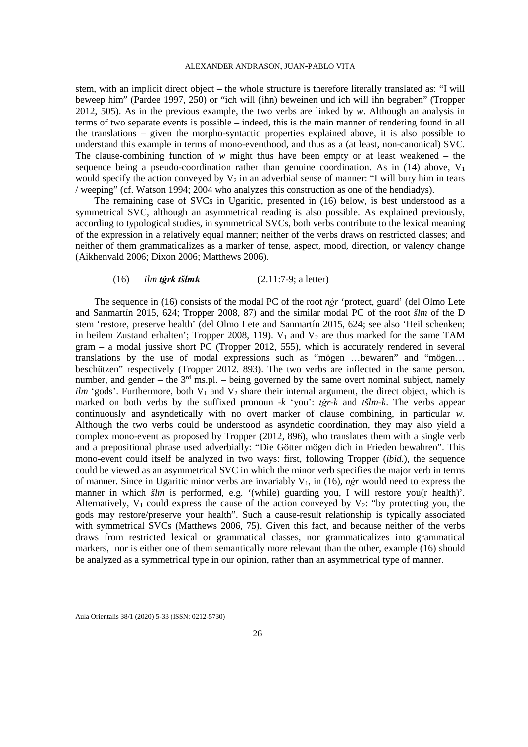stem, with an implicit direct object – the whole structure is therefore literally translated as: "I will beweep him" (Pardee 1997, 250) or "ich will (ihn) beweinen und ich will ihn begraben" (Tropper 2012, 505). As in the previous example, the two verbs are linked by *w*. Although an analysis in terms of two separate events is possible – indeed, this is the main manner of rendering found in all the translations – given the morpho-syntactic properties explained above, it is also possible to understand this example in terms of mono-eventhood, and thus as a (at least, non-canonical) SVC. The clause-combining function of *w* might thus have been empty or at least weakened – the sequence being a pseudo-coordination rather than genuine coordination. As in (14) above, $V_1$ would specify the action conveyed by $V_2$ in an adverbial sense of manner: "I will bury him in tears / weeping" (cf. Watson 1994; 2004 who analyzes this construction as one of the hendiadys).

The remaining case of SVCs in Ugaritic, presented in (16) below, is best understood as a symmetrical SVC, although an asymmetrical reading is also possible. As explained previously, according to typological studies, in symmetrical SVCs, both verbs contribute to the lexical meaning of the expression in a relatively equal manner; neither of the verbs draws on restricted classes; and neither of them grammaticalizes as a marker of tense, aspect, mood, direction, or valency change (Aikhenvald 2006; Dixon 2006; Matthews 2006).

(16) *ilm* ***tġrk tšlmk*** (2.11:7-9; a letter)

The sequence in (16) consists of the modal PC of the root *nġr* 'protect, guard' (del Olmo Lete and Sanmartín 2015, 624; Tropper 2008, 87) and the similar modal PC of the root *šlm* of the D stem 'restore, preserve health' (del Olmo Lete and Sanmartín 2015, 624; see also 'Heil schenken; in heilem Zustand erhalten'; Tropper 2008, 119). $V_1$ and $V_2$ are thus marked for the same TAM gram – a modal jussive short PC (Tropper 2012, 555), which is accurately rendered in several translations by the use of modal expressions such as "mögen …bewaren" and "mögen… beschützen" respectively (Tropper 2012, 893). The two verbs are inflected in the same person, number, and gender – the 3rd ms.pl. – being governed by the same overt nominal subject, namely *ilm* 'gods'. Furthermore, both $V_1$ and $V_2$ share their internal argument, the direct object, which is marked on both verbs by the suffixed pronoun *-k* 'you': *tġr-k* and *tšlm-k*. The verbs appear continuously and asyndetically with no overt marker of clause combining, in particular *w*. Although the two verbs could be understood as asyndetic coordination, they may also yield a complex mono-event as proposed by Tropper (2012, 896), who translates them with a single verb and a prepositional phrase used adverbially: "Die Götter mögen dich in Frieden bewahren". This mono-event could itself be analyzed in two ways: first, following Tropper (*ibid.*), the sequence could be viewed as an asymmetrical SVC in which the minor verb specifies the major verb in terms of manner. Since in Ugaritic minor verbs are invariably $V_1$, in (16), *nġr* would need to express the manner in which *šlm* is performed, e.g. '(while) guarding you, I will restore you(r health)'. Alternatively, $V_1$ could express the cause of the action conveyed by $V_2$: "by protecting you, the gods may restore/preserve your health". Such a cause-result relationship is typically associated with symmetrical SVCs (Matthews 2006, 75). Given this fact, and because neither of the verbs draws from restricted lexical or grammatical classes, nor grammaticalizes into grammatical markers, nor is either one of them semantically more relevant than the other, example (16) should be analyzed as a symmetrical type in our opinion, rather than an asymmetrical type of manner.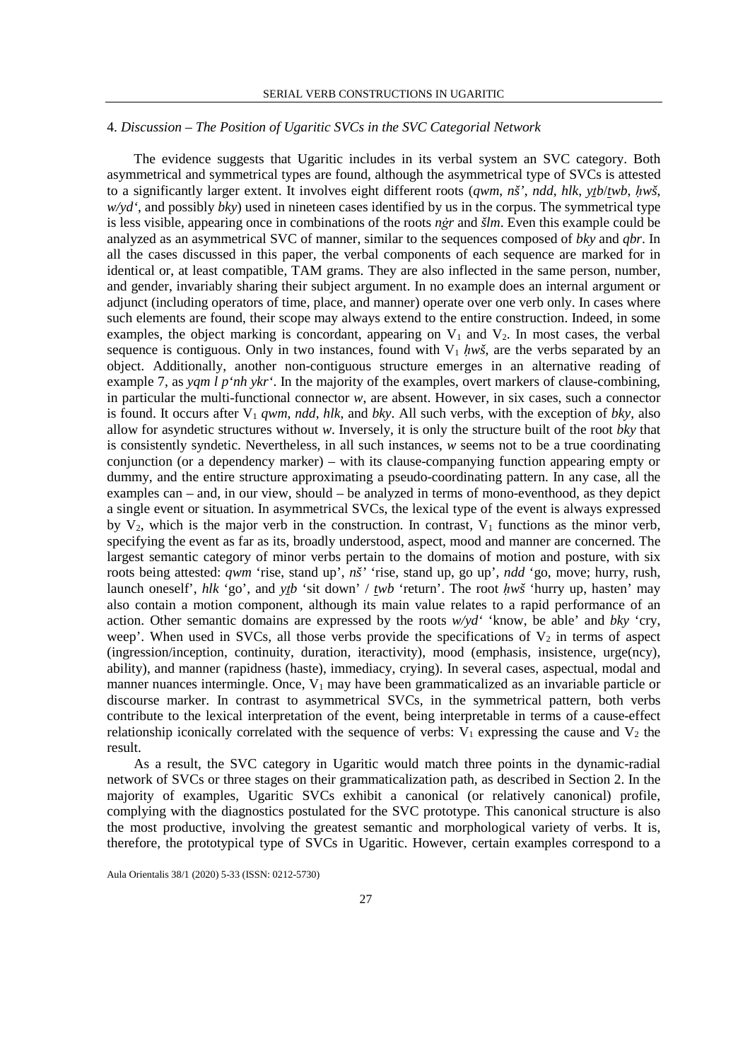## 4. *Discussion – The Position of Ugaritic SVCs in the SVC Categorial Network*

The evidence suggests that Ugaritic includes in its verbal system an SVC category. Both asymmetrical and symmetrical types are found, although the asymmetrical type of SVCs is attested to a significantly larger extent. It involves eight different roots (*qwm*, *nšʾ*, *ndd*, *hlk*, *yṯb*/*ṯwb*, *ḥwš*, *w/ydʿ*, and possibly *bky*) used in nineteen cases identified by us in the corpus. The symmetrical type is less visible, appearing once in combinations of the roots *nġr* and *šlm*. Even this example could be analyzed as an asymmetrical SVC of manner, similar to the sequences composed of *bky* and *qbr*. In all the cases discussed in this paper, the verbal components of each sequence are marked for in identical or, at least compatible, TAM grams. They are also inflected in the same person, number, and gender, invariably sharing their subject argument. In no example does an internal argument or adjunct (including operators of time, place, and manner) operate over one verb only. In cases where such elements are found, their scope may always extend to the entire construction. Indeed, in some examples, the object marking is concordant, appearing on $V_1$ and $V_2$. In most cases, the verbal sequence is contiguous. Only in two instances, found with $V_1$ *ḥwš*, are the verbs separated by an object. Additionally, another non-contiguous structure emerges in an alternative reading of example 7, as *yqm l pʿnh ykrʿ*. In the majority of the examples, overt markers of clause-combining, in particular the multi-functional connector *w*, are absent. However, in six cases, such a connector is found. It occurs after $V_1$ *qwm*, *ndd*, *hlk*, and *bky*. All such verbs, with the exception of *bky*, also allow for asyndetic structures without *w*. Inversely, it is only the structure built of the root *bky* that is consistently syndetic. Nevertheless, in all such instances, *w* seems not to be a true coordinating conjunction (or a dependency marker) – with its clause-companying function appearing empty or dummy, and the entire structure approximating a pseudo-coordinating pattern. In any case, all the examples can – and, in our view, should – be analyzed in terms of mono-eventhood, as they depict a single event or situation. In asymmetrical SVCs, the lexical type of the event is always expressed by $V_2$, which is the major verb in the construction. In contrast, $V_1$ functions as the minor verb, specifying the event as far as its, broadly understood, aspect, mood and manner are concerned. The largest semantic category of minor verbs pertain to the domains of motion and posture, with six roots being attested: *qwm* 'rise, stand up', *nšʾ* 'rise, stand up, go up', *ndd* 'go, move; hurry, rush, launch oneself', *hlk* 'go', and *yṯb* 'sit down' / *ṯwb* 'return'. The root *ḥwš* 'hurry up, hasten' may also contain a motion component, although its main value relates to a rapid performance of an action. Other semantic domains are expressed by the roots *w/ydʿ* 'know, be able' and *bky* 'cry, weep'. When used in SVCs, all those verbs provide the specifications of $V_2$ in terms of aspect (ingression/inception, continuity, duration, iteractivity), mood (emphasis, insistence, urge(ncy), ability), and manner (rapidness (haste), immediacy, crying). In several cases, aspectual, modal and manner nuances intermingle. Once, $V_1$ may have been grammaticalized as an invariable particle or discourse marker. In contrast to asymmetrical SVCs, in the symmetrical pattern, both verbs contribute to the lexical interpretation of the event, being interpretable in terms of a cause-effect relationship iconically correlated with the sequence of verbs: $V_1$ expressing the cause and $V_2$ the result.

As a result, the SVC category in Ugaritic would match three points in the dynamic-radial network of SVCs or three stages on their grammaticalization path, as described in Section 2. In the majority of examples, Ugaritic SVCs exhibit a canonical (or relatively canonical) profile, complying with the diagnostics postulated for the SVC prototype. This canonical structure is also the most productive, involving the greatest semantic and morphological variety of verbs. It is, therefore, the prototypical type of SVCs in Ugaritic. However, certain examples correspond to a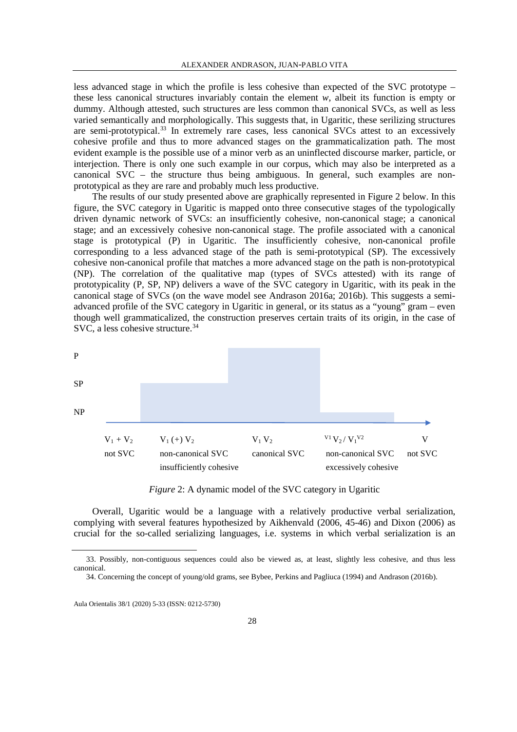less advanced stage in which the profile is less cohesive than expected of the SVC prototype – these less canonical structures invariably contain the element *w*, albeit its function is empty or dummy. Although attested, such structures are less common than canonical SVCs, as well as less varied semantically and morphologically. This suggests that, in Ugaritic, these serilizing structures are semi-prototypical.[33] In extremely rare cases, less canonical SVCs attest to an excessively cohesive profile and thus to more advanced stages on the grammaticalization path. The most evident example is the possible use of a minor verb as an uninflected discourse marker, particle, or interjection. There is only one such example in our corpus, which may also be interpreted as a canonical SVC – the structure thus being ambiguous. In general, such examples are non-prototypical as they are rare and probably much less productive.

The results of our study presented above are graphically represented in Figure 2 below. In this figure, the SVC category in Ugaritic is mapped onto three consecutive stages of the typologically driven dynamic network of SVCs: an insufficiently cohesive, non-canonical stage; a canonical stage; and an excessively cohesive non-canonical stage. The profile associated with a canonical stage is prototypical (P) in Ugaritic. The insufficiently cohesive, non-canonical profile corresponding to a less advanced stage of the path is semi-prototypical (SP). The excessively cohesive non-canonical profile that matches a more advanced stage on the path is non-prototypical (NP). The correlation of the qualitative map (types of SVCs attested) with its range of prototypicality (P, SP, NP) delivers a wave of the SVC category in Ugaritic, with its peak in the canonical stage of SVCs (on the wave model see Andrason 2016a; 2016b). This suggests a semi-advanced profile of the SVC category in Ugaritic in general, or its status as a "young" gram – even though well grammaticalized, the construction preserves certain traits of its origin, in the case of SVC, a less cohesive structure.[34]

| | $V_1 + V_2$ | $V_1 (+) V_2$ | $V_1 V_2$ | $^{V1}V_2$ / $V_1^{V2}$ | $V$ |
|---|---|---|---|---|---|
| | not SVC | non-canonical SVC insufficiently cohesive (SP) | canonical SVC (P) | non-canonical SVC excessively cohesive (NP) | not SVC |

*Figure* 2: A dynamic model of the SVC category in Ugaritic

Overall, Ugaritic would be a language with a relatively productive verbal serialization, complying with several features hypothesized by Aikhenvald (2006, 45-46) and Dixon (2006) as crucial for the so-called serializing languages, i.e. systems in which verbal serialization is an

---

33. Possibly, non-contiguous sequences could also be viewed as, at least, slightly less cohesive, and thus less canonical.

34. Concerning the concept of young/old grams, see Bybee, Perkins and Pagliuca (1994) and Andrason (2016b).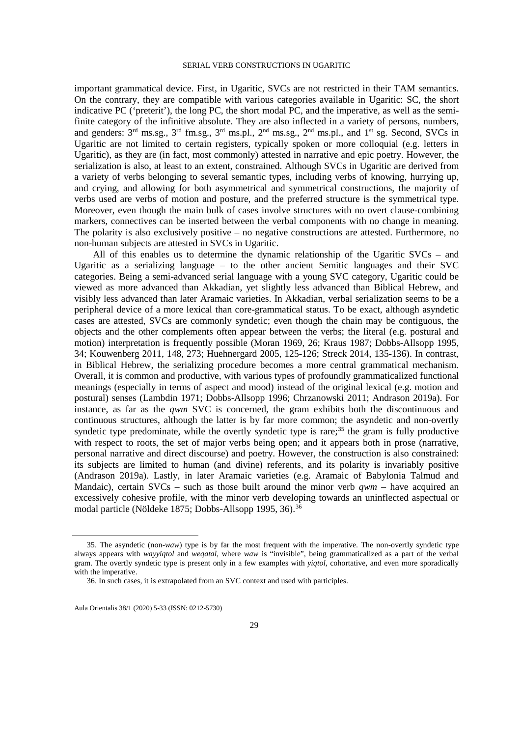important grammatical device. First, in Ugaritic, SVCs are not restricted in their TAM semantics. On the contrary, they are compatible with various categories available in Ugaritic: SC, the short indicative PC ('preterit'), the long PC, the short modal PC, and the imperative, as well as the semi-finite category of the infinitive absolute. They are also inflected in a variety of persons, numbers, and genders: 3rd ms.sg., 3rd fm.sg., 3rd ms.pl., 2nd ms.sg., 2nd ms.pl., and 1st sg. Second, SVCs in Ugaritic are not limited to certain registers, typically spoken or more colloquial (e.g. letters in Ugaritic), as they are (in fact, most commonly) attested in narrative and epic poetry. However, the serialization is also, at least to an extent, constrained. Although SVCs in Ugaritic are derived from a variety of verbs belonging to several semantic types, including verbs of knowing, hurrying up, and crying, and allowing for both asymmetrical and symmetrical constructions, the majority of verbs used are verbs of motion and posture, and the preferred structure is the symmetrical type. Moreover, even though the main bulk of cases involve structures with no overt clause-combining markers, connectives can be inserted between the verbal components with no change in meaning. The polarity is also exclusively positive – no negative constructions are attested. Furthermore, no non-human subjects are attested in SVCs in Ugaritic.

All of this enables us to determine the dynamic relationship of the Ugaritic SVCs – and Ugaritic as a serializing language – to the other ancient Semitic languages and their SVC categories. Being a semi-advanced serial language with a young SVC category, Ugaritic could be viewed as more advanced than Akkadian, yet slightly less advanced than Biblical Hebrew, and visibly less advanced than later Aramaic varieties. In Akkadian, verbal serialization seems to be a peripheral device of a more lexical than core-grammatical status. To be exact, although asyndetic cases are attested, SVCs are commonly syndetic; even though the chain may be contiguous, the objects and the other complements often appear between the verbs; the literal (e.g. postural and motion) interpretation is frequently possible (Moran 1969, 26; Kraus 1987; Dobbs-Allsopp 1995, 34; Kouwenberg 2011, 148, 273; Huehnergard 2005, 125-126; Streck 2014, 135-136). In contrast, in Biblical Hebrew, the serializing procedure becomes a more central grammatical mechanism. Overall, it is common and productive, with various types of profoundly grammaticalized functional meanings (especially in terms of aspect and mood) instead of the original lexical (e.g. motion and postural) senses (Lambdin 1971; Dobbs-Allsopp 1996; Chrzanowski 2011; Andrason 2019a). For instance, as far as the *qwm* SVC is concerned, the gram exhibits both the discontinuous and continuous structures, although the latter is by far more common; the asyndetic and non-overtly syndetic type predominate, while the overtly syndetic type is rare;[35] the gram is fully productive with respect to roots, the set of major verbs being open; and it appears both in prose (narrative, personal narrative and direct discourse) and poetry. However, the construction is also constrained: its subjects are limited to human (and divine) referents, and its polarity is invariably positive (Andrason 2019a). Lastly, in later Aramaic varieties (e.g. Aramaic of Babylonia Talmud and Mandaic), certain SVCs – such as those built around the minor verb *qwm* – have acquired an excessively cohesive profile, with the minor verb developing towards an uninflected aspectual or modal particle (Nöldeke 1875; Dobbs-Allsopp 1995, 36).[36]

---

35. The asyndetic (non-*waw*) type is by far the most frequent with the imperative. The non-overtly syndetic type always appears with *wayyiqtol* and *weqatal*, where *waw* is "invisible", being grammaticalized as a part of the verbal gram. The overtly syndetic type is present only in a few examples with *yiqtol*, cohortative, and even more sporadically with the imperative.

36. In such cases, it is extrapolated from an SVC context and used with participles.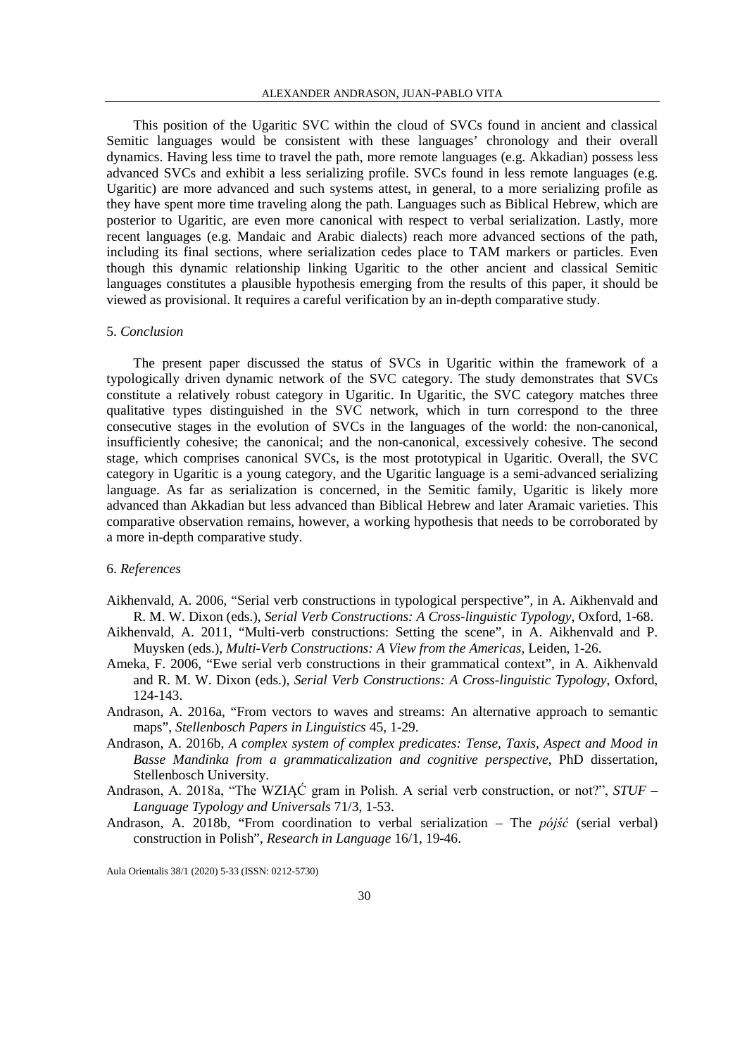This position of the Ugaritic SVC within the cloud of SVCs found in ancient and classical Semitic languages would be consistent with these languages' chronology and their overall dynamics. Having less time to travel the path, more remote languages (e.g. Akkadian) possess less advanced SVCs and exhibit a less serializing profile. SVCs found in less remote languages (e.g. Ugaritic) are more advanced and such systems attest, in general, to a more serializing profile as they have spent more time traveling along the path. Languages such as Biblical Hebrew, which are posterior to Ugaritic, are even more canonical with respect to verbal serialization. Lastly, more recent languages (e.g. Mandaic and Arabic dialects) reach more advanced sections of the path, including its final sections, where serialization cedes place to TAM markers or particles. Even though this dynamic relationship linking Ugaritic to the other ancient and classical Semitic languages constitutes a plausible hypothesis emerging from the results of this paper, it should be viewed as provisional. It requires a careful verification by an in-depth comparative study.

## 5. *Conclusion*

The present paper discussed the status of SVCs in Ugaritic within the framework of a typologically driven dynamic network of the SVC category. The study demonstrates that SVCs constitute a relatively robust category in Ugaritic. In Ugaritic, the SVC category matches three qualitative types distinguished in the SVC network, which in turn correspond to the three consecutive stages in the evolution of SVCs in the languages of the world: the non-canonical, insufficiently cohesive; the canonical; and the non-canonical, excessively cohesive. The second stage, which comprises canonical SVCs, is the most prototypical in Ugaritic. Overall, the SVC category in Ugaritic is a young category, and the Ugaritic language is a semi-advanced serializing language. As far as serialization is concerned, in the Semitic family, Ugaritic is likely more advanced than Akkadian but less advanced than Biblical Hebrew and later Aramaic varieties. This comparative observation remains, however, a working hypothesis that needs to be corroborated by a more in-depth comparative study.

## 6. *References*

Aikhenvald, A. 2006, "Serial verb constructions in typological perspective", in A. Aikhenvald and R. M. W. Dixon (eds.), *Serial Verb Constructions: A Cross-linguistic Typology*, Oxford, 1-68.

Aikhenvald, A. 2011, "Multi-verb constructions: Setting the scene", in A. Aikhenvald and P. Muysken (eds.), *Multi-Verb Constructions: A View from the Americas*, Leiden, 1-26.

Ameka, F. 2006, "Ewe serial verb constructions in their grammatical context", in A. Aikhenvald and R. M. W. Dixon (eds.), *Serial Verb Constructions: A Cross-linguistic Typology*, Oxford, 124-143.

Andrason, A. 2016a, "From vectors to waves and streams: An alternative approach to semantic maps", *Stellenbosch Papers in Linguistics* 45, 1-29.

Andrason, A. 2016b, *A complex system of complex predicates: Tense, Taxis, Aspect and Mood in Basse Mandinka from a grammaticalization and cognitive perspective*, PhD dissertation, Stellenbosch University.

Andrason, A. 2018a, "The WZIĄĆ gram in Polish. A serial verb construction, or not?", *STUF – Language Typology and Universals* 71/3, 1-53.

Andrason, A. 2018b, "From coordination to verbal serialization – The *pójść* (serial verbal) construction in Polish", *Research in Language* 16/1, 19-46.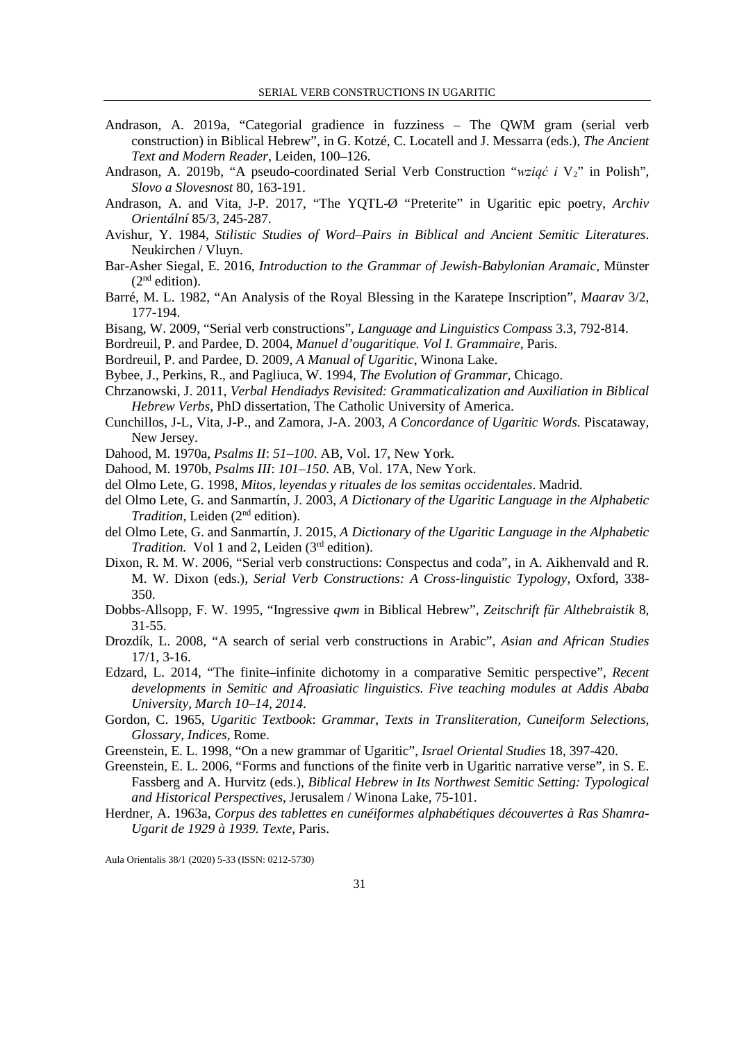Andrason, A. 2019a, "Categorial gradience in fuzziness – The QWM gram (serial verb construction) in Biblical Hebrew", in G. Kotzé, C. Locatell and J. Messarra (eds.), *The Ancient Text and Modern Reader*, Leiden, 100–126.

Andrason, A. 2019b, "A pseudo-coordinated Serial Verb Construction "*wziąć i* $V_2$" in Polish", *Slovo a Slovesnost* 80, 163-191.

Andrason, A. and Vita, J-P. 2017, "The YQTL-Ø "Preterite" in Ugaritic epic poetry, *Archiv Orientální* 85/3, 245-287.

Avishur, Y. 1984, *Stilistic Studies of Word–Pairs in Biblical and Ancient Semitic Literatures*. Neukirchen / Vluyn.

Bar-Asher Siegal, E. 2016, *Introduction to the Grammar of Jewish-Babylonian Aramaic*, Münster (2nd edition).

Barré, M. L. 1982, "An Analysis of the Royal Blessing in the Karatepe Inscription", *Maarav* 3/2, 177-194.

Bisang, W. 2009, "Serial verb constructions", *Language and Linguistics Compass* 3.3, 792-814.

Bordreuil, P. and Pardee, D. 2004, *Manuel d'ougaritique. Vol I. Grammaire*, Paris.

Bordreuil, P. and Pardee, D. 2009, *A Manual of Ugaritic*, Winona Lake.

Bybee, J., Perkins, R., and Pagliuca, W. 1994, *The Evolution of Grammar*, Chicago.

Chrzanowski, J. 2011, *Verbal Hendiadys Revisited: Grammaticalization and Auxiliation in Biblical Hebrew Verbs*, PhD dissertation, The Catholic University of America.

Cunchillos, J-L, Vita, J-P., and Zamora, J-A. 2003, *A Concordance of Ugaritic Words*. Piscataway, New Jersey.

Dahood, M. 1970a, *Psalms II*: *51–100*. AB, Vol. 17, New York.

Dahood, M. 1970b, *Psalms III*: *101–150*. AB, Vol. 17A, New York.

del Olmo Lete, G. 1998, *Mitos, leyendas y rituales de los semitas occidentales*. Madrid.

del Olmo Lete, G. and Sanmartín, J. 2003, *A Dictionary of the Ugaritic Language in the Alphabetic Tradition*, Leiden (2nd edition).

del Olmo Lete, G. and Sanmartín, J. 2015, *A Dictionary of the Ugaritic Language in the Alphabetic Tradition.* Vol 1 and 2, Leiden (3rd edition).

Dixon, R. M. W. 2006, "Serial verb constructions: Conspectus and coda", in A. Aikhenvald and R. M. W. Dixon (eds.), *Serial Verb Constructions: A Cross-linguistic Typology*, Oxford, 338-350.

Dobbs-Allsopp, F. W. 1995, "Ingressive *qwm* in Biblical Hebrew", *Zeitschrift für Althebraistik* 8, 31-55.

Drozdík, L. 2008, "A search of serial verb constructions in Arabic", *Asian and African Studies* 17/1, 3-16.

Edzard, L. 2014, "The finite–infinite dichotomy in a comparative Semitic perspective", *Recent developments in Semitic and Afroasiatic linguistics. Five teaching modules at Addis Ababa University, March 10–14, 2014*.

Gordon, C. 1965, *Ugaritic Textbook*: *Grammar, Texts in Transliteration, Cuneiform Selections, Glossary, Indices*, Rome.

Greenstein, E. L. 1998, "On a new grammar of Ugaritic", *Israel Oriental Studies* 18, 397-420.

Greenstein, E. L. 2006, "Forms and functions of the finite verb in Ugaritic narrative verse", in S. E. Fassberg and A. Hurvitz (eds.), *Biblical Hebrew in Its Northwest Semitic Setting: Typological and Historical Perspectives*, Jerusalem / Winona Lake, 75-101.

Herdner, A. 1963a, *Corpus des tablettes en cunéiformes alphabétiques découvertes à Ras Shamra-Ugarit de 1929 à 1939. Texte*, Paris.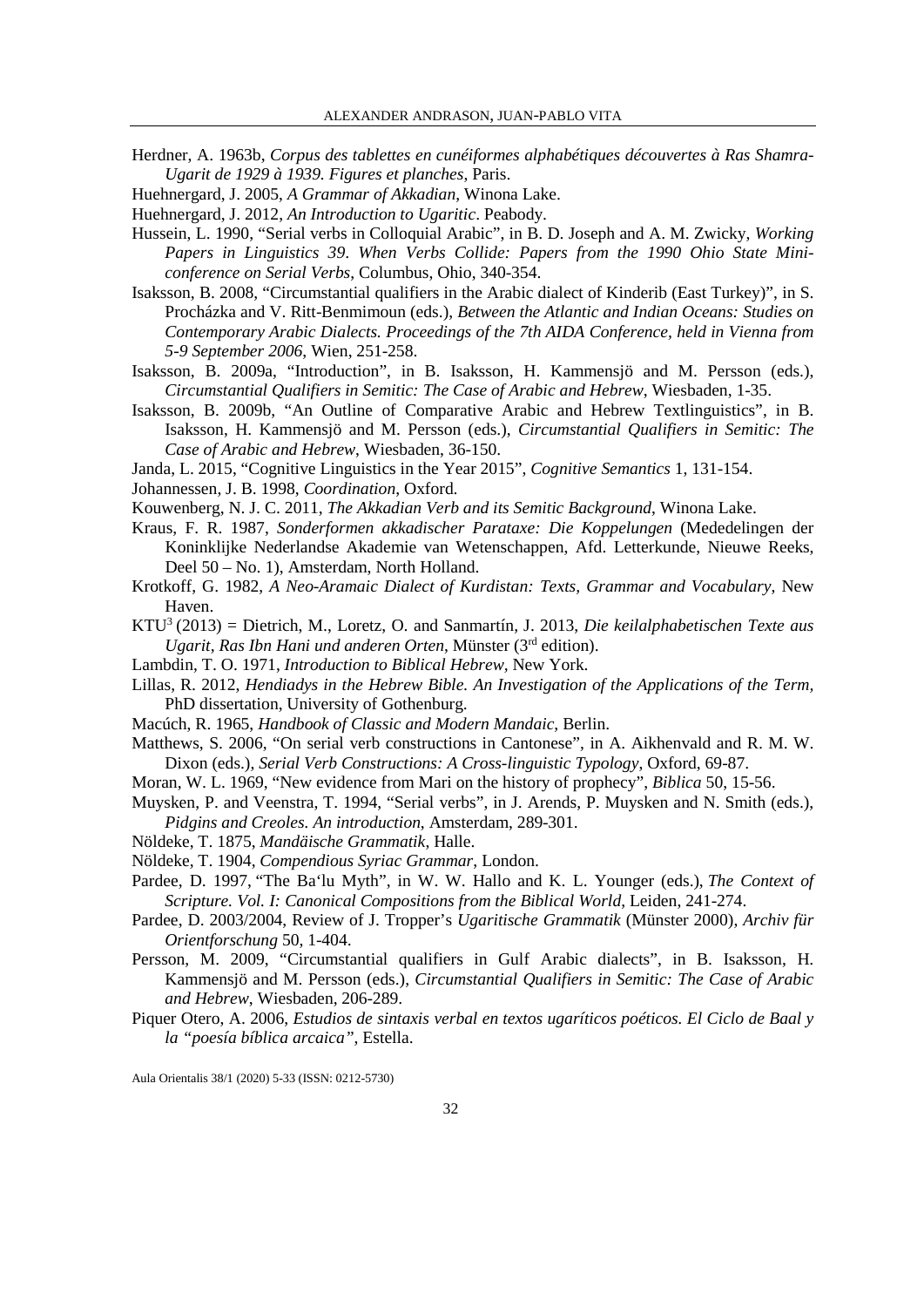Herdner, A. 1963b, *Corpus des tablettes en cunéiformes alphabétiques découvertes à Ras Shamra-Ugarit de 1929 à 1939. Figures et planches*, Paris.

Huehnergard, J. 2005, *A Grammar of Akkadian*, Winona Lake.

Huehnergard, J. 2012, *An Introduction to Ugaritic*. Peabody.

Hussein, L. 1990, "Serial verbs in Colloquial Arabic", in B. D. Joseph and A. M. Zwicky, *Working Papers in Linguistics 39. When Verbs Collide: Papers from the 1990 Ohio State Mini-conference on Serial Verbs*, Columbus, Ohio, 340-354.

Isaksson, B. 2008, "Circumstantial qualifiers in the Arabic dialect of Kinderib (East Turkey)", in S. Procházka and V. Ritt-Benmimoun (eds.), *Between the Atlantic and Indian Oceans: Studies on Contemporary Arabic Dialects. Proceedings of the 7th AIDA Conference, held in Vienna from 5-9 September 2006*, Wien, 251-258.

Isaksson, B. 2009a, "Introduction", in B. Isaksson, H. Kammensjö and M. Persson (eds.), *Circumstantial Qualifiers in Semitic: The Case of Arabic and Hebrew*, Wiesbaden, 1-35.

Isaksson, B. 2009b, "An Outline of Comparative Arabic and Hebrew Textlinguistics", in B. Isaksson, H. Kammensjö and M. Persson (eds.), *Circumstantial Qualifiers in Semitic: The Case of Arabic and Hebrew*, Wiesbaden, 36-150.

Janda, L. 2015, "Cognitive Linguistics in the Year 2015", *Cognitive Semantics* 1, 131-154.

Johannessen, J. B. 1998, *Coordination*, Oxford.

Kouwenberg, N. J. C. 2011, *The Akkadian Verb and its Semitic Background*, Winona Lake.

Kraus, F. R. 1987, *Sonderformen akkadischer Parataxe: Die Koppelungen* (Mededelingen der Koninklijke Nederlandse Akademie van Wetenschappen, Afd. Letterkunde, Nieuwe Reeks, Deel 50 – No. 1), Amsterdam, North Holland.

Krotkoff, G. 1982, *A Neo-Aramaic Dialect of Kurdistan: Texts, Grammar and Vocabulary*, New Haven.

KTU[3] (2013) = Dietrich, M., Loretz, O. and Sanmartín, J. 2013, *Die keilalphabetischen Texte aus Ugarit, Ras Ibn Hani und anderen Orten*, Münster (3rd edition).

Lambdin, T. O. 1971, *Introduction to Biblical Hebrew*, New York.

Lillas, R. 2012, *Hendiadys in the Hebrew Bible. An Investigation of the Applications of the Term*, PhD dissertation, University of Gothenburg.

Macúch, R. 1965, *Handbook of Classic and Modern Mandaic*, Berlin.

Matthews, S. 2006, "On serial verb constructions in Cantonese", in A. Aikhenvald and R. M. W. Dixon (eds.), *Serial Verb Constructions: A Cross-linguistic Typology*, Oxford, 69-87.

Moran, W. L. 1969, "New evidence from Mari on the history of prophecy", *Biblica* 50, 15-56.

Muysken, P. and Veenstra, T. 1994, "Serial verbs", in J. Arends, P. Muysken and N. Smith (eds.), *Pidgins and Creoles. An introduction*, Amsterdam, 289-301.

Nöldeke, T. 1875, *Mandäische Grammatik*, Halle.

Nöldeke, T. 1904, *Compendious Syriac Grammar*, London.

Pardee, D. 1997, "The Baʻlu Myth", in W. W. Hallo and K. L. Younger (eds.), *The Context of Scripture. Vol. I: Canonical Compositions from the Biblical World*, Leiden, 241-274.

Pardee, D. 2003/2004, Review of J. Tropper's *Ugaritische Grammatik* (Münster 2000), *Archiv für Orientforschung* 50, 1-404.

Persson, M. 2009, "Circumstantial qualifiers in Gulf Arabic dialects", in B. Isaksson, H. Kammensjö and M. Persson (eds.), *Circumstantial Qualifiers in Semitic: The Case of Arabic and Hebrew*, Wiesbaden, 206-289.

Piquer Otero, A. 2006, *Estudios de sintaxis verbal en textos ugaríticos poéticos. El Ciclo de Baal y la "poesía bíblica arcaica"*, Estella.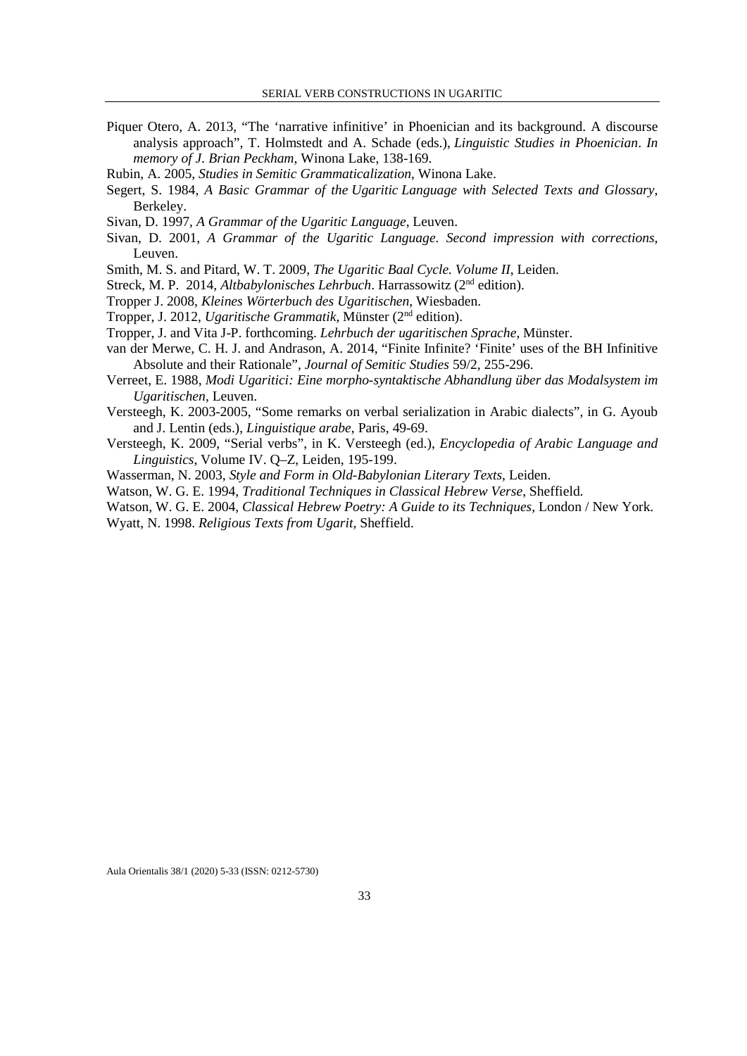Piquer Otero, A. 2013, "The 'narrative infinitive' in Phoenician and its background. A discourse analysis approach", T. Holmstedt and A. Schade (eds.), *Linguistic Studies in Phoenician*. *In memory of J. Brian Peckham*, Winona Lake, 138-169.

Rubin, A. 2005, *Studies in Semitic Grammaticalization*, Winona Lake.

Segert, S. 1984, *A Basic Grammar of the Ugaritic Language with Selected Texts and Glossary*, Berkeley.

Sivan, D. 1997, *A Grammar of the Ugaritic Language*, Leuven.

Sivan, D. 2001, *A Grammar of the Ugaritic Language. Second impression with corrections*, Leuven.

Smith, M. S. and Pitard, W. T. 2009, *The Ugaritic Baal Cycle. Volume II*, Leiden.

Streck, M. P. 2014, *Altbabylonisches Lehrbuch*. Harrassowitz (2nd edition).

Tropper J. 2008, *Kleines Wörterbuch des Ugaritischen*, Wiesbaden.

Tropper, J. 2012, *Ugaritische Grammatik*, Münster (2nd edition).

Tropper, J. and Vita J-P. forthcoming. *Lehrbuch der ugaritischen Sprache*, Münster.

van der Merwe, C. H. J. and Andrason, A. 2014, "Finite Infinite? 'Finite' uses of the BH Infinitive Absolute and their Rationale", *Journal of Semitic Studies* 59/2, 255-296.

Verreet, E. 1988, *Modi Ugaritici: Eine morpho-syntaktische Abhandlung über das Modalsystem im Ugaritischen*, Leuven.

Versteegh, K. 2003-2005, "Some remarks on verbal serialization in Arabic dialects", in G. Ayoub and J. Lentin (eds.), *Linguistique arabe*, Paris, 49-69.

Versteegh, K. 2009, "Serial verbs", in K. Versteegh (ed.), *Encyclopedia of Arabic Language and Linguistics*, Volume IV. Q–Z, Leiden, 195-199.

Wasserman, N. 2003, *Style and Form in Old-Babylonian Literary Texts*, Leiden.

Watson, W. G. E. 1994, *Traditional Techniques in Classical Hebrew Verse*, Sheffield.

Watson, W. G. E. 2004, *Classical Hebrew Poetry: A Guide to its Techniques*, London / New York.

Wyatt, N. 1998. *Religious Texts from Ugarit*, Sheffield.